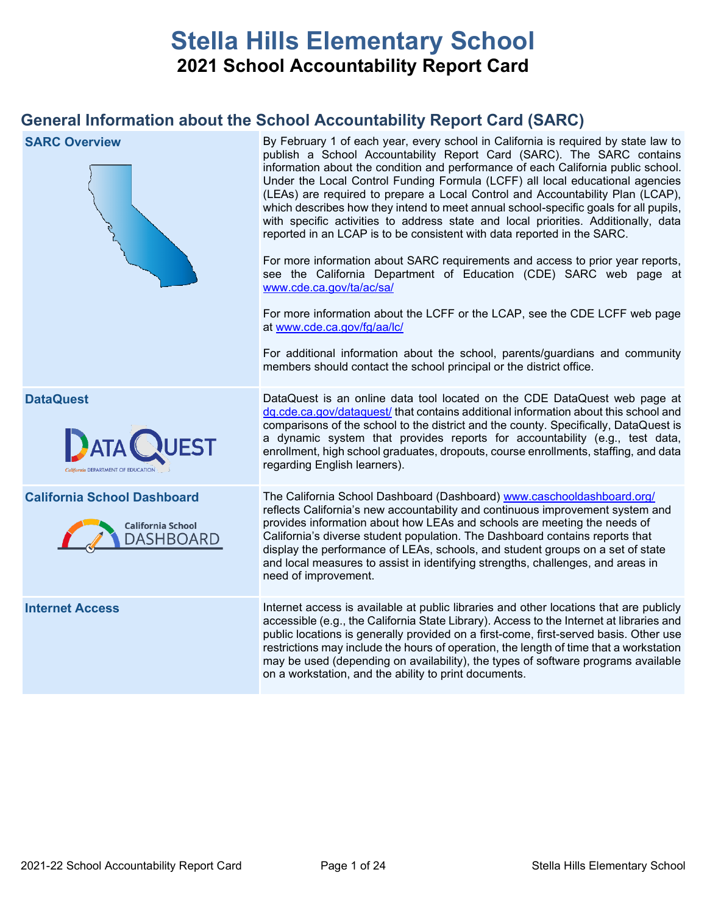# Stella Hills Elementary School

## 2021 School Accountability Report Card

## General Information about the School Accountability Report Card (SARC)

| | |
|---|---|
| **SARC Overview** | By February 1 of each year, every school in California is required by state law to publish a School Accountability Report Card (SARC). The SARC contains information about the condition and performance of each California public school. Under the Local Control Funding Formula (LCFF) all local educational agencies (LEAs) are required to prepare a Local Control and Accountability Plan (LCAP), which describes how they intend to meet annual school-specific goals for all pupils, with specific activities to address state and local priorities. Additionally, data reported in an LCAP is to be consistent with data reported in the SARC.<br><br>For more information about SARC requirements and access to prior year reports, see the California Department of Education (CDE) SARC web page at www.cde.ca.gov/ta/ac/sa/<br><br>For more information about the LCFF or the LCAP, see the CDE LCFF web page at www.cde.ca.gov/fg/aa/lc/<br><br>For additional information about the school, parents/guardians and community members should contact the school principal or the district office. |
| **DataQuest** | DataQuest is an online data tool located on the CDE DataQuest web page at dq.cde.ca.gov/dataquest/ that contains additional information about this school and comparisons of the school to the district and the county. Specifically, DataQuest is a dynamic system that provides reports for accountability (e.g., test data, enrollment, high school graduates, dropouts, course enrollments, staffing, and data regarding English learners). |
| **California School Dashboard** | The California School Dashboard (Dashboard) www.caschooldashboard.org/ reflects California's new accountability and continuous improvement system and provides information about how LEAs and schools are meeting the needs of California's diverse student population. The Dashboard contains reports that display the performance of LEAs, schools, and student groups on a set of state and local measures to assist in identifying strengths, challenges, and areas in need of improvement. |
| **Internet Access** | Internet access is available at public libraries and other locations that are publicly accessible (e.g., the California State Library). Access to the Internet at libraries and public locations is generally provided on a first-come, first-served basis. Other use restrictions may include the hours of operation, the length of time that a workstation may be used (depending on availability), the types of software programs available on a workstation, and the ability to print documents. |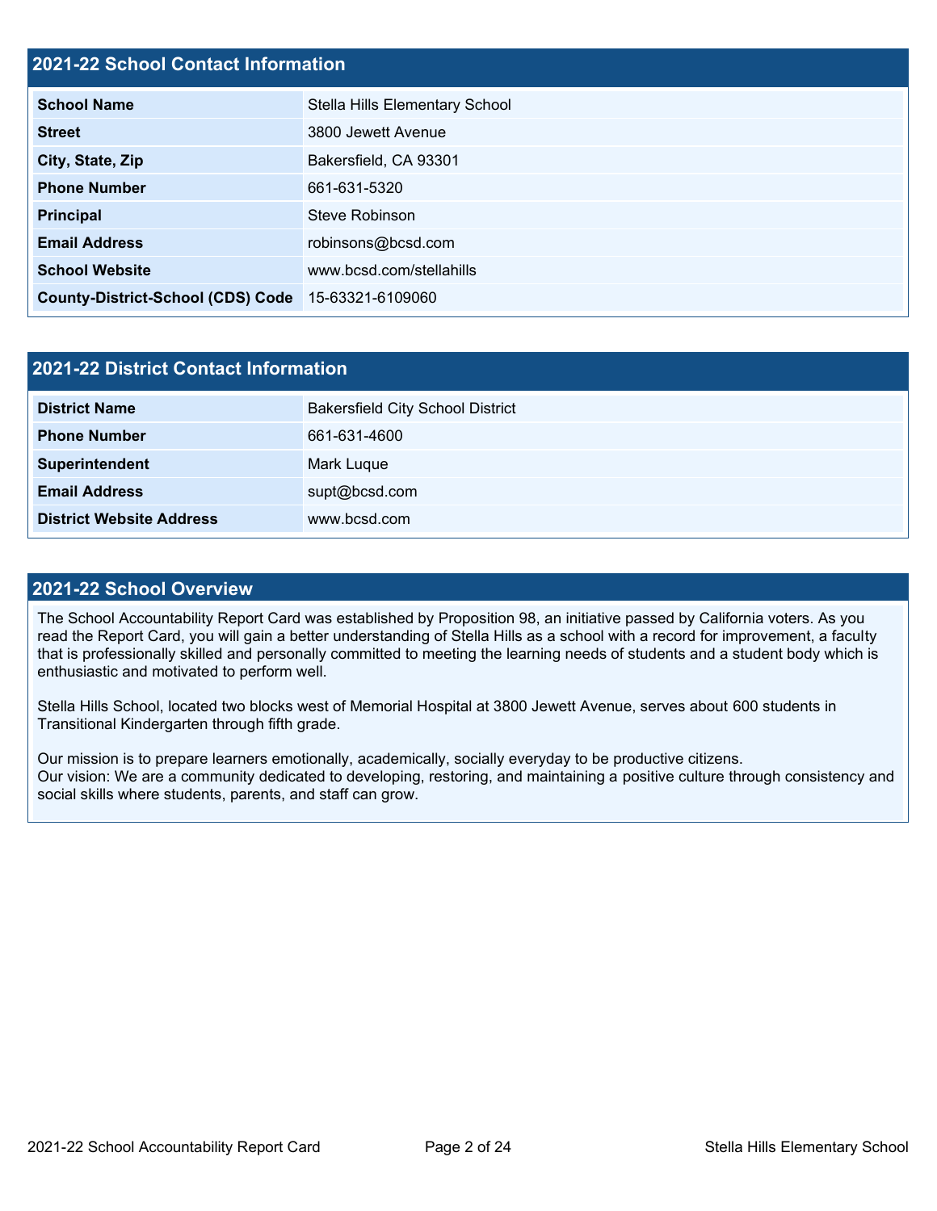## 2021-22 School Contact Information

| | |
|---|---|
| **School Name** | Stella Hills Elementary School |
| **Street** | 3800 Jewett Avenue |
| **City, State, Zip** | Bakersfield, CA 93301 |
| **Phone Number** | 661-631-5320 |
| **Principal** | Steve Robinson |
| **Email Address** | robinsons@bcsd.com |
| **School Website** | www.bcsd.com/stellahills |
| **County-District-School (CDS) Code** | 15-63321-6109060 |

## 2021-22 District Contact Information

| | |
|---|---|
| **District Name** | Bakersfield City School District |
| **Phone Number** | 661-631-4600 |
| **Superintendent** | Mark Luque |
| **Email Address** | supt@bcsd.com |
| **District Website Address** | www.bcsd.com |

## 2021-22 School Overview

The School Accountability Report Card was established by Proposition 98, an initiative passed by California voters. As you read the Report Card, you will gain a better understanding of Stella Hills as a school with a record for improvement, a faculty that is professionally skilled and personally committed to meeting the learning needs of students and a student body which is enthusiastic and motivated to perform well.

Stella Hills School, located two blocks west of Memorial Hospital at 3800 Jewett Avenue, serves about 600 students in Transitional Kindergarten through fifth grade.

Our mission is to prepare learners emotionally, academically, socially everyday to be productive citizens.
Our vision: We are a community dedicated to developing, restoring, and maintaining a positive culture through consistency and social skills where students, parents, and staff can grow.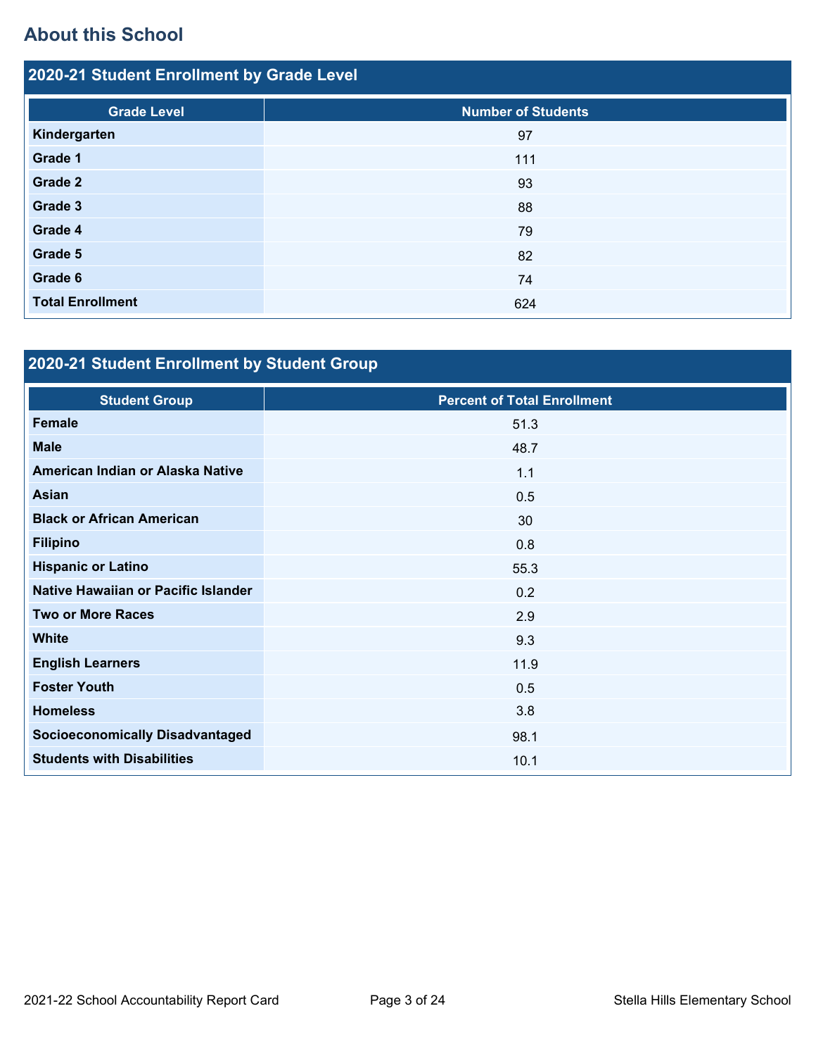## About this School

### 2020-21 Student Enrollment by Grade Level

| Grade Level | Number of Students |
|---|---|
| Kindergarten | 97 |
| Grade 1 | 111 |
| Grade 2 | 93 |
| Grade 3 | 88 |
| Grade 4 | 79 |
| Grade 5 | 82 |
| Grade 6 | 74 |
| Total Enrollment | 624 |

### 2020-21 Student Enrollment by Student Group

| Student Group | Percent of Total Enrollment |
|---|---|
| Female | 51.3 |
| Male | 48.7 |
| American Indian or Alaska Native | 1.1 |
| Asian | 0.5 |
| Black or African American | 30 |
| Filipino | 0.8 |
| Hispanic or Latino | 55.3 |
| Native Hawaiian or Pacific Islander | 0.2 |
| Two or More Races | 2.9 |
| White | 9.3 |
| English Learners | 11.9 |
| Foster Youth | 0.5 |
| Homeless | 3.8 |
| Socioeconomically Disadvantaged | 98.1 |
| Students with Disabilities | 10.1 |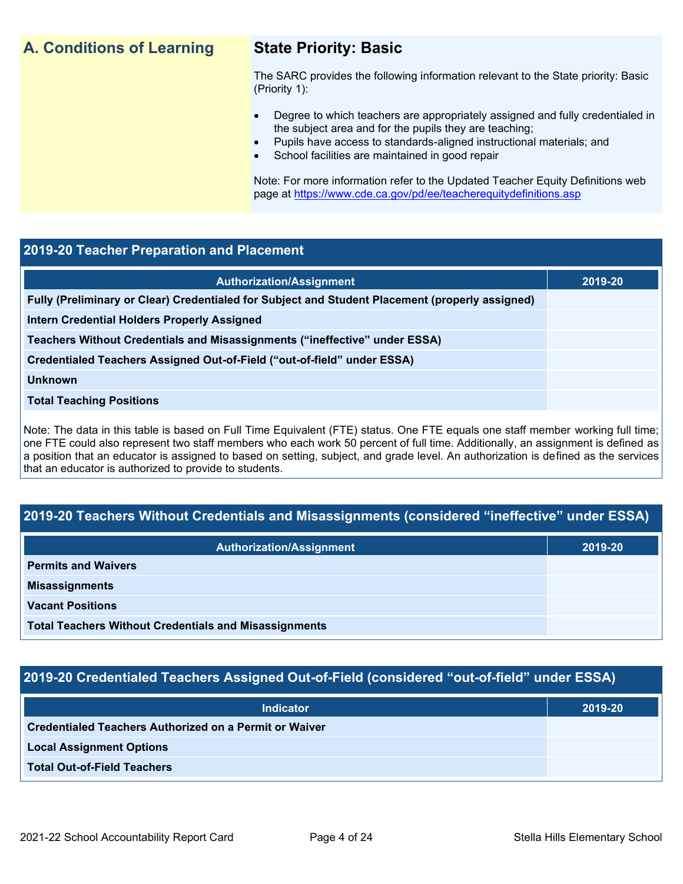## A. Conditions of Learning

### State Priority: Basic

The SARC provides the following information relevant to the State priority: Basic (Priority 1):

- Degree to which teachers are appropriately assigned and fully credentialed in the subject area and for the pupils they are teaching;
- Pupils have access to standards-aligned instructional materials; and
- School facilities are maintained in good repair

Note: For more information refer to the Updated Teacher Equity Definitions web page at https://www.cde.ca.gov/pd/ee/teacherequitydefinitions.asp

### 2019-20 Teacher Preparation and Placement

| Authorization/Assignment | 2019-20 |
|---|---|
| Fully (Preliminary or Clear) Credentialed for Subject and Student Placement (properly assigned) | |
| Intern Credential Holders Properly Assigned | |
| Teachers Without Credentials and Misassignments ("ineffective" under ESSA) | |
| Credentialed Teachers Assigned Out-of-Field ("out-of-field" under ESSA) | |
| Unknown | |
| Total Teaching Positions | |

Note: The data in this table is based on Full Time Equivalent (FTE) status. One FTE equals one staff member working full time; one FTE could also represent two staff members who each work 50 percent of full time. Additionally, an assignment is defined as a position that an educator is assigned to based on setting, subject, and grade level. An authorization is defined as the services that an educator is authorized to provide to students.

### 2019-20 Teachers Without Credentials and Misassignments (considered "ineffective" under ESSA)

| Authorization/Assignment | 2019-20 |
|---|---|
| Permits and Waivers | |
| Misassignments | |
| Vacant Positions | |
| Total Teachers Without Credentials and Misassignments | |

### 2019-20 Credentialed Teachers Assigned Out-of-Field (considered "out-of-field" under ESSA)

| Indicator | 2019-20 |
|---|---|
| Credentialed Teachers Authorized on a Permit or Waiver | |
| Local Assignment Options | |
| Total Out-of-Field Teachers | |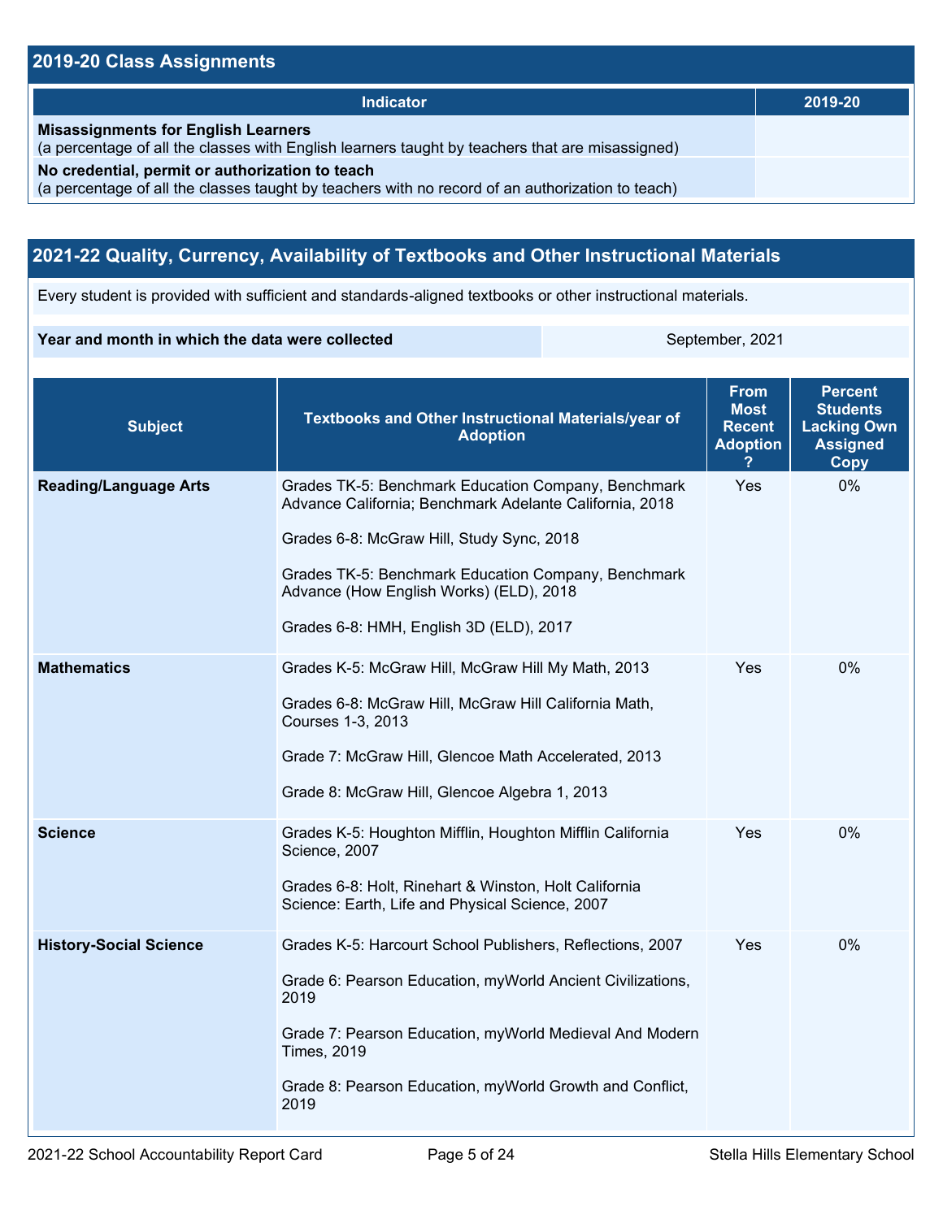## 2019-20 Class Assignments

| Indicator | 2019-20 |
| --- | --- |
| **Misassignments for English Learners** (a percentage of all the classes with English learners taught by teachers that are misassigned) | |
| **No credential, permit or authorization to teach** (a percentage of all the classes taught by teachers with no record of an authorization to teach) | |

## 2021-22 Quality, Currency, Availability of Textbooks and Other Instructional Materials

Every student is provided with sufficient and standards-aligned textbooks or other instructional materials.

| **Year and month in which the data were collected** | September, 2021 |
| --- | --- |

| Subject | Textbooks and Other Instructional Materials/year of Adoption | From Most Recent Adoption ? | Percent Students Lacking Own Assigned Copy |
| --- | --- | --- | --- |
| **Reading/Language Arts** | Grades TK-5: Benchmark Education Company, Benchmark Advance California; Benchmark Adelante California, 2018<br><br>Grades 6-8: McGraw Hill, Study Sync, 2018<br><br>Grades TK-5: Benchmark Education Company, Benchmark Advance (How English Works) (ELD), 2018<br><br>Grades 6-8: HMH, English 3D (ELD), 2017 | Yes | 0% |
| **Mathematics** | Grades K-5: McGraw Hill, McGraw Hill My Math, 2013<br><br>Grades 6-8: McGraw Hill, McGraw Hill California Math, Courses 1-3, 2013<br><br>Grade 7: McGraw Hill, Glencoe Math Accelerated, 2013<br><br>Grade 8: McGraw Hill, Glencoe Algebra 1, 2013 | Yes | 0% |
| **Science** | Grades K-5: Houghton Mifflin, Houghton Mifflin California Science, 2007<br><br>Grades 6-8: Holt, Rinehart & Winston, Holt California Science: Earth, Life and Physical Science, 2007 | Yes | 0% |
| **History-Social Science** | Grades K-5: Harcourt School Publishers, Reflections, 2007<br><br>Grade 6: Pearson Education, myWorld Ancient Civilizations, 2019<br><br>Grade 7: Pearson Education, myWorld Medieval And Modern Times, 2019<br><br>Grade 8: Pearson Education, myWorld Growth and Conflict, 2019 | Yes | 0% |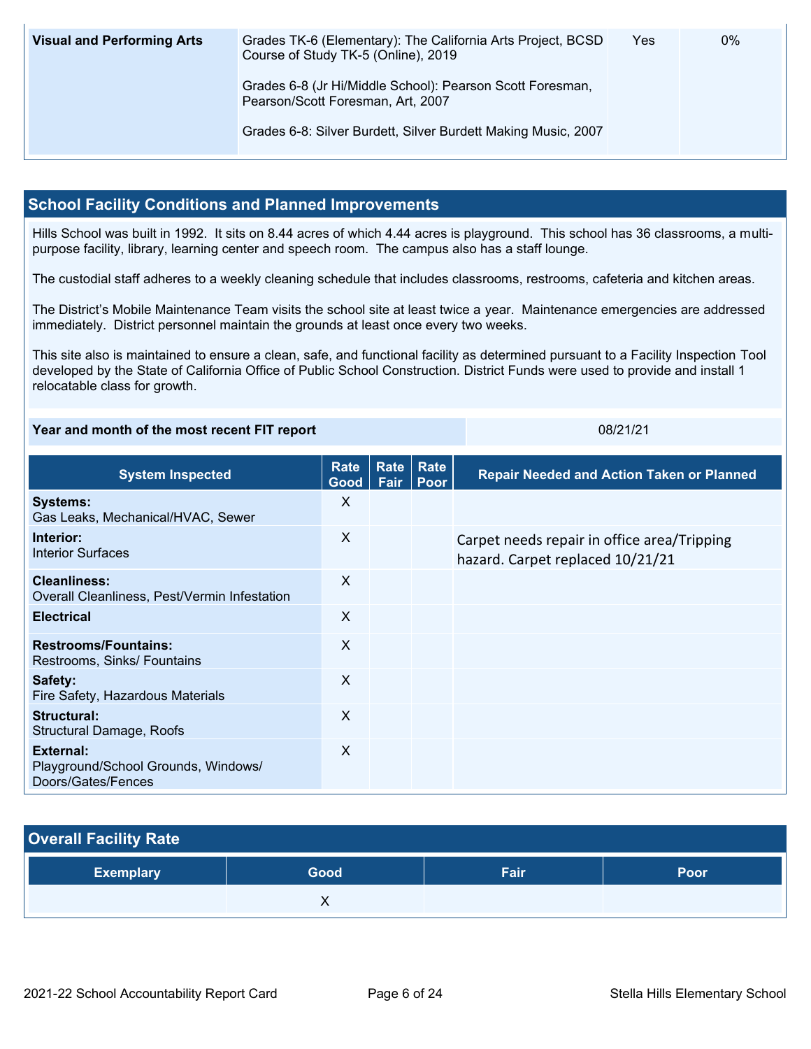| Visual and Performing Arts | Grades TK-6 (Elementary): The California Arts Project, BCSD Course of Study TK-5 (Online), 2019<br><br>Grades 6-8 (Jr Hi/Middle School): Pearson Scott Foresman, Pearson/Scott Foresman, Art, 2007<br><br>Grades 6-8: Silver Burdett, Silver Burdett Making Music, 2007 | Yes | 0% |
|---|---|---|---|

## School Facility Conditions and Planned Improvements

Hills School was built in 1992. It sits on 8.44 acres of which 4.44 acres is playground. This school has 36 classrooms, a multi-purpose facility, library, learning center and speech room. The campus also has a staff lounge.

The custodial staff adheres to a weekly cleaning schedule that includes classrooms, restrooms, cafeteria and kitchen areas.

The District's Mobile Maintenance Team visits the school site at least twice a year. Maintenance emergencies are addressed immediately. District personnel maintain the grounds at least once every two weeks.

This site also is maintained to ensure a clean, safe, and functional facility as determined pursuant to a Facility Inspection Tool developed by the State of California Office of Public School Construction. District Funds were used to provide and install 1 relocatable class for growth.

| Year and month of the most recent FIT report | 08/21/21 |
|---|---|

| System Inspected | Rate Good | Rate Fair | Rate Poor | Repair Needed and Action Taken or Planned |
|---|---|---|---|---|
| **Systems:** Gas Leaks, Mechanical/HVAC, Sewer | X | | | |
| **Interior:** Interior Surfaces | X | | | Carpet needs repair in office area/Tripping hazard. Carpet replaced 10/21/21 |
| **Cleanliness:** Overall Cleanliness, Pest/Vermin Infestation | X | | | |
| **Electrical** | X | | | |
| **Restrooms/Fountains:** Restrooms, Sinks/ Fountains | X | | | |
| **Safety:** Fire Safety, Hazardous Materials | X | | | |
| **Structural:** Structural Damage, Roofs | X | | | |
| **External:** Playground/School Grounds, Windows/ Doors/Gates/Fences | X | | | |

## Overall Facility Rate

| Exemplary | Good | Fair | Poor |
|---|---|---|---|
| | X | | |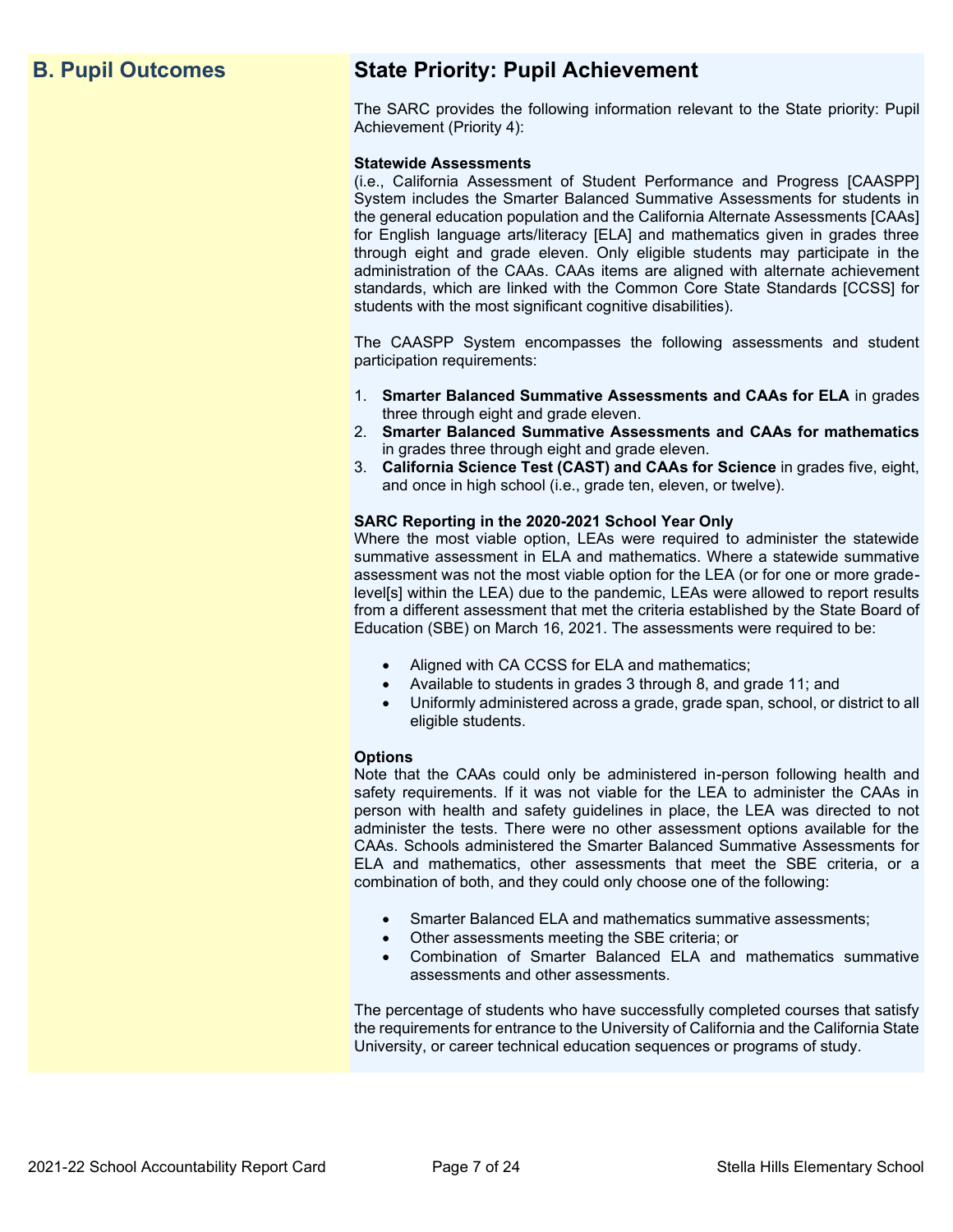## B. Pupil Outcomes

## State Priority: Pupil Achievement

The SARC provides the following information relevant to the State priority: Pupil Achievement (Priority 4):

**Statewide Assessments**
(i.e., California Assessment of Student Performance and Progress [CAASPP] System includes the Smarter Balanced Summative Assessments for students in the general education population and the California Alternate Assessments [CAAs] for English language arts/literacy [ELA] and mathematics given in grades three through eight and grade eleven. Only eligible students may participate in the administration of the CAAs. CAAs items are aligned with alternate achievement standards, which are linked with the Common Core State Standards [CCSS] for students with the most significant cognitive disabilities).

The CAASPP System encompasses the following assessments and student participation requirements:

1. **Smarter Balanced Summative Assessments and CAAs for ELA** in grades three through eight and grade eleven.
2. **Smarter Balanced Summative Assessments and CAAs for mathematics** in grades three through eight and grade eleven.
3. **California Science Test (CAST) and CAAs for Science** in grades five, eight, and once in high school (i.e., grade ten, eleven, or twelve).

**SARC Reporting in the 2020-2021 School Year Only**
Where the most viable option, LEAs were required to administer the statewide summative assessment in ELA and mathematics. Where a statewide summative assessment was not the most viable option for the LEA (or for one or more grade-level[s] within the LEA) due to the pandemic, LEAs were allowed to report results from a different assessment that met the criteria established by the State Board of Education (SBE) on March 16, 2021. The assessments were required to be:

- Aligned with CA CCSS for ELA and mathematics;
- Available to students in grades 3 through 8, and grade 11; and
- Uniformly administered across a grade, grade span, school, or district to all eligible students.

**Options**
Note that the CAAs could only be administered in-person following health and safety requirements. If it was not viable for the LEA to administer the CAAs in person with health and safety guidelines in place, the LEA was directed to not administer the tests. There were no other assessment options available for the CAAs. Schools administered the Smarter Balanced Summative Assessments for ELA and mathematics, other assessments that meet the SBE criteria, or a combination of both, and they could only choose one of the following:

- Smarter Balanced ELA and mathematics summative assessments;
- Other assessments meeting the SBE criteria; or
- Combination of Smarter Balanced ELA and mathematics summative assessments and other assessments.

The percentage of students who have successfully completed courses that satisfy the requirements for entrance to the University of California and the California State University, or career technical education sequences or programs of study.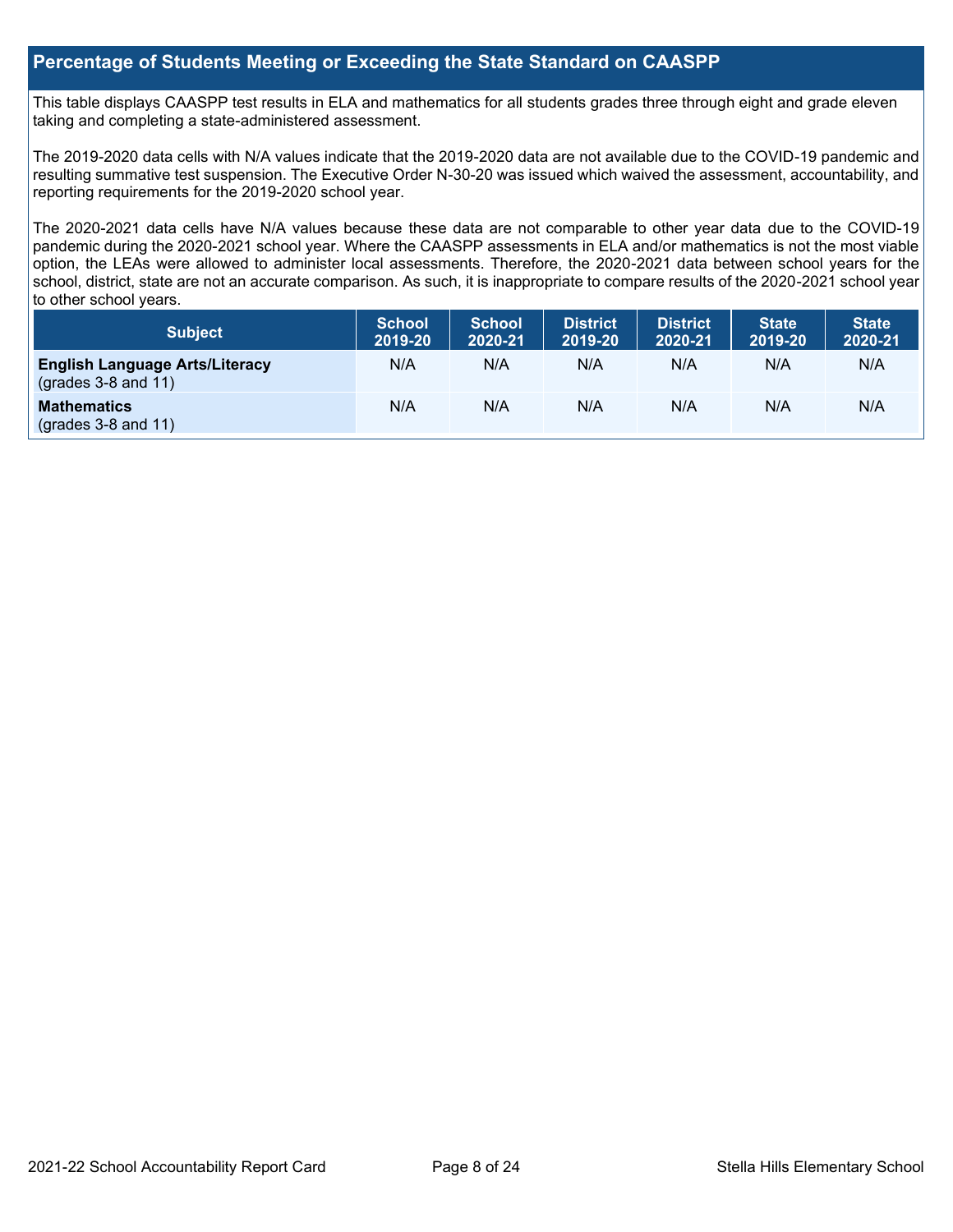## Percentage of Students Meeting or Exceeding the State Standard on CAASPP

This table displays CAASPP test results in ELA and mathematics for all students grades three through eight and grade eleven taking and completing a state-administered assessment.

The 2019-2020 data cells with N/A values indicate that the 2019-2020 data are not available due to the COVID-19 pandemic and resulting summative test suspension. The Executive Order N-30-20 was issued which waived the assessment, accountability, and reporting requirements for the 2019-2020 school year.

The 2020-2021 data cells have N/A values because these data are not comparable to other year data due to the COVID-19 pandemic during the 2020-2021 school year. Where the CAASPP assessments in ELA and/or mathematics is not the most viable option, the LEAs were allowed to administer local assessments. Therefore, the 2020-2021 data between school years for the school, district, state are not an accurate comparison. As such, it is inappropriate to compare results of the 2020-2021 school year to other school years.

| Subject | School 2019-20 | School 2020-21 | District 2019-20 | District 2020-21 | State 2019-20 | State 2020-21 |
|---|---|---|---|---|---|---|
| **English Language Arts/Literacy** (grades 3-8 and 11) | N/A | N/A | N/A | N/A | N/A | N/A |
| **Mathematics** (grades 3-8 and 11) | N/A | N/A | N/A | N/A | N/A | N/A |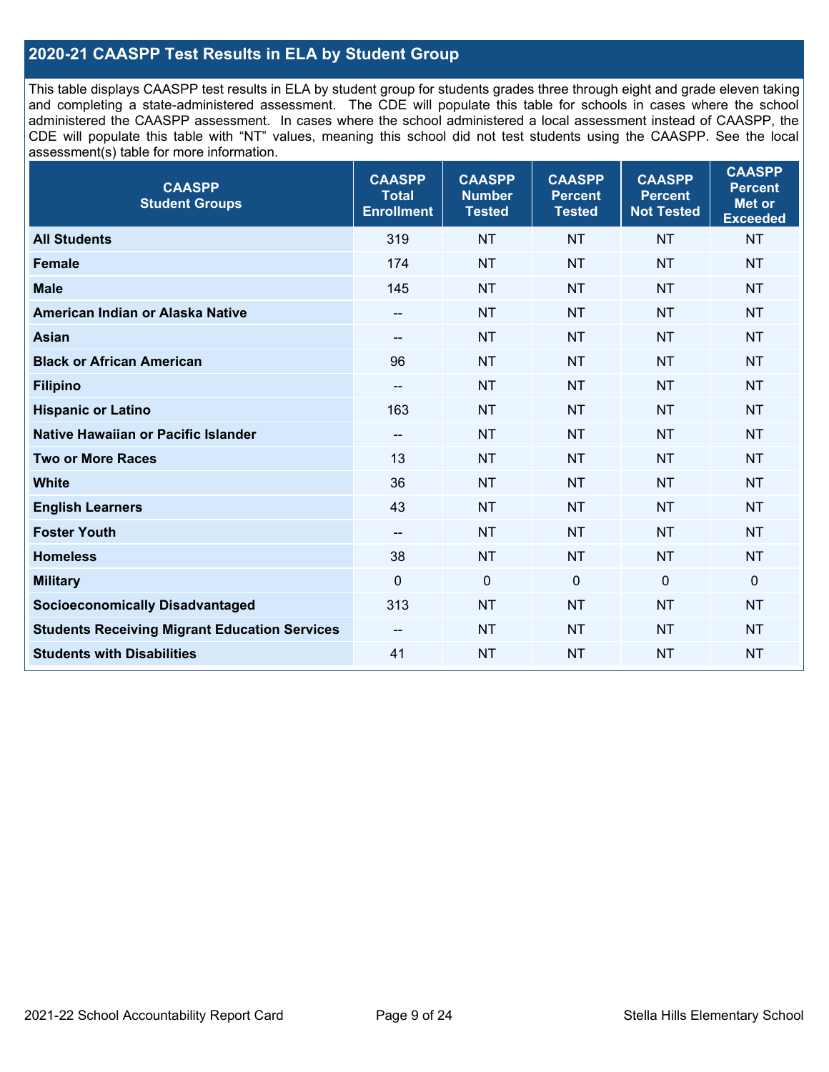## 2020-21 CAASPP Test Results in ELA by Student Group

This table displays CAASPP test results in ELA by student group for students grades three through eight and grade eleven taking and completing a state-administered assessment. The CDE will populate this table for schools in cases where the school administered the CAASPP assessment. In cases where the school administered a local assessment instead of CAASPP, the CDE will populate this table with "NT" values, meaning this school did not test students using the CAASPP. See the local assessment(s) table for more information.

| CAASPP Student Groups | CAASPP Total Enrollment | CAASPP Number Tested | CAASPP Percent Tested | CAASPP Percent Not Tested | CAASPP Percent Met or Exceeded |
|---|---|---|---|---|---|
| **All Students** | 319 | NT | NT | NT | NT |
| **Female** | 174 | NT | NT | NT | NT |
| **Male** | 145 | NT | NT | NT | NT |
| **American Indian or Alaska Native** | -- | NT | NT | NT | NT |
| **Asian** | -- | NT | NT | NT | NT |
| **Black or African American** | 96 | NT | NT | NT | NT |
| **Filipino** | -- | NT | NT | NT | NT |
| **Hispanic or Latino** | 163 | NT | NT | NT | NT |
| **Native Hawaiian or Pacific Islander** | -- | NT | NT | NT | NT |
| **Two or More Races** | 13 | NT | NT | NT | NT |
| **White** | 36 | NT | NT | NT | NT |
| **English Learners** | 43 | NT | NT | NT | NT |
| **Foster Youth** | -- | NT | NT | NT | NT |
| **Homeless** | 38 | NT | NT | NT | NT |
| **Military** | 0 | 0 | 0 | 0 | 0 |
| **Socioeconomically Disadvantaged** | 313 | NT | NT | NT | NT |
| **Students Receiving Migrant Education Services** | -- | NT | NT | NT | NT |
| **Students with Disabilities** | 41 | NT | NT | NT | NT |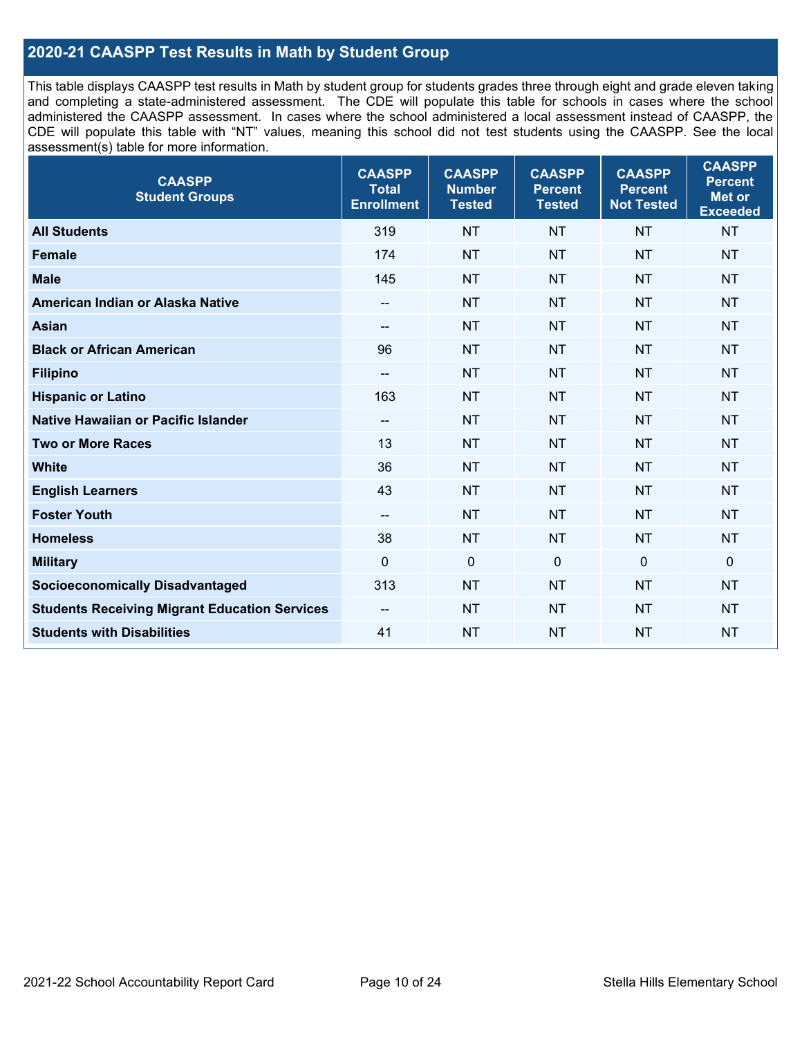## 2020-21 CAASPP Test Results in Math by Student Group

This table displays CAASPP test results in Math by student group for students grades three through eight and grade eleven taking and completing a state-administered assessment. The CDE will populate this table for schools in cases where the school administered the CAASPP assessment. In cases where the school administered a local assessment instead of CAASPP, the CDE will populate this table with "NT" values, meaning this school did not test students using the CAASPP. See the local assessment(s) table for more information.

| CAASPP Student Groups | CAASPP Total Enrollment | CAASPP Number Tested | CAASPP Percent Tested | CAASPP Percent Not Tested | CAASPP Percent Met or Exceeded |
|---|---|---|---|---|---|
| **All Students** | 319 | NT | NT | NT | NT |
| **Female** | 174 | NT | NT | NT | NT |
| **Male** | 145 | NT | NT | NT | NT |
| **American Indian or Alaska Native** | -- | NT | NT | NT | NT |
| **Asian** | -- | NT | NT | NT | NT |
| **Black or African American** | 96 | NT | NT | NT | NT |
| **Filipino** | -- | NT | NT | NT | NT |
| **Hispanic or Latino** | 163 | NT | NT | NT | NT |
| **Native Hawaiian or Pacific Islander** | -- | NT | NT | NT | NT |
| **Two or More Races** | 13 | NT | NT | NT | NT |
| **White** | 36 | NT | NT | NT | NT |
| **English Learners** | 43 | NT | NT | NT | NT |
| **Foster Youth** | -- | NT | NT | NT | NT |
| **Homeless** | 38 | NT | NT | NT | NT |
| **Military** | 0 | 0 | 0 | 0 | 0 |
| **Socioeconomically Disadvantaged** | 313 | NT | NT | NT | NT |
| **Students Receiving Migrant Education Services** | -- | NT | NT | NT | NT |
| **Students with Disabilities** | 41 | NT | NT | NT | NT |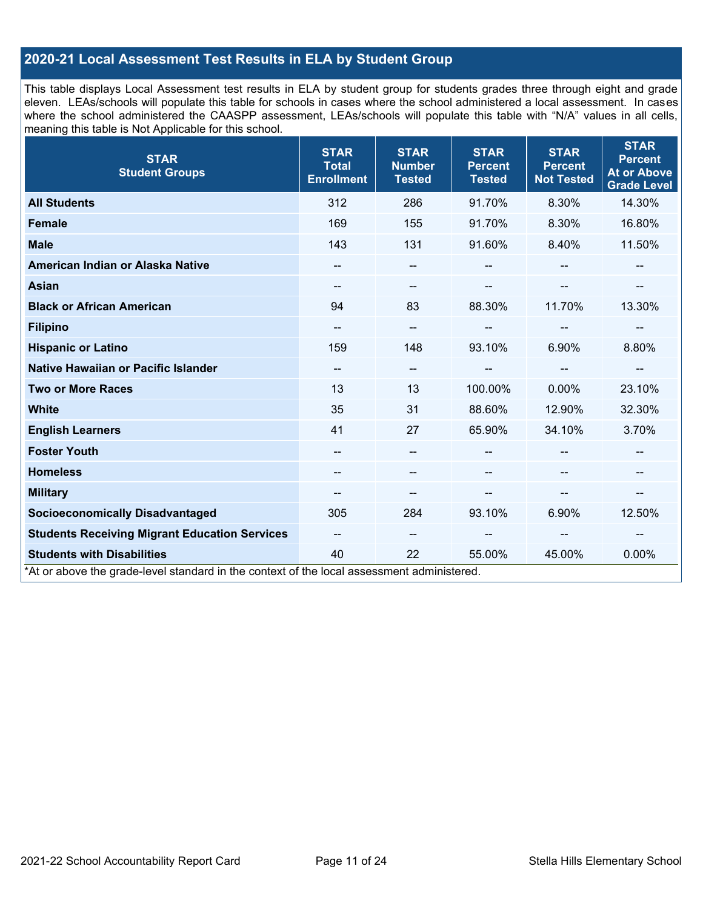## 2020-21 Local Assessment Test Results in ELA by Student Group

This table displays Local Assessment test results in ELA by student group for students grades three through eight and grade eleven. LEAs/schools will populate this table for schools in cases where the school administered a local assessment. In cases where the school administered the CAASPP assessment, LEAs/schools will populate this table with "N/A" values in all cells, meaning this table is Not Applicable for this school.

| STAR Student Groups | STAR Total Enrollment | STAR Number Tested | STAR Percent Tested | STAR Percent Not Tested | STAR Percent At or Above Grade Level |
|---|---|---|---|---|---|
| **All Students** | 312 | 286 | 91.70% | 8.30% | 14.30% |
| **Female** | 169 | 155 | 91.70% | 8.30% | 16.80% |
| **Male** | 143 | 131 | 91.60% | 8.40% | 11.50% |
| **American Indian or Alaska Native** | -- | -- | -- | -- | -- |
| **Asian** | -- | -- | -- | -- | -- |
| **Black or African American** | 94 | 83 | 88.30% | 11.70% | 13.30% |
| **Filipino** | -- | -- | -- | -- | -- |
| **Hispanic or Latino** | 159 | 148 | 93.10% | 6.90% | 8.80% |
| **Native Hawaiian or Pacific Islander** | -- | -- | -- | -- | -- |
| **Two or More Races** | 13 | 13 | 100.00% | 0.00% | 23.10% |
| **White** | 35 | 31 | 88.60% | 12.90% | 32.30% |
| **English Learners** | 41 | 27 | 65.90% | 34.10% | 3.70% |
| **Foster Youth** | -- | -- | -- | -- | -- |
| **Homeless** | -- | -- | -- | -- | -- |
| **Military** | -- | -- | -- | -- | -- |
| **Socioeconomically Disadvantaged** | 305 | 284 | 93.10% | 6.90% | 12.50% |
| **Students Receiving Migrant Education Services** | -- | -- | -- | -- | -- |
| **Students with Disabilities** | 40 | 22 | 55.00% | 45.00% | 0.00% |

*At or above the grade-level standard in the context of the local assessment administered.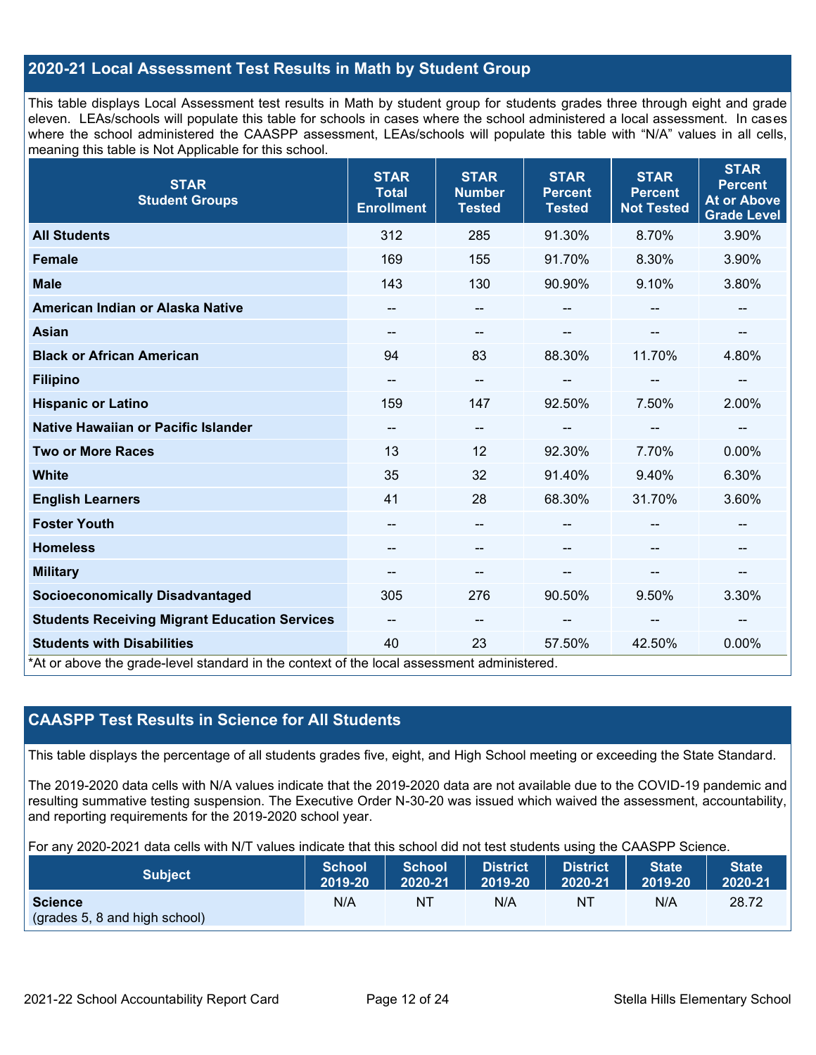## 2020-21 Local Assessment Test Results in Math by Student Group

This table displays Local Assessment test results in Math by student group for students grades three through eight and grade eleven. LEAs/schools will populate this table for schools in cases where the school administered a local assessment. In cases where the school administered the CAASPP assessment, LEAs/schools will populate this table with "N/A" values in all cells, meaning this table is Not Applicable for this school.

| STAR Student Groups | STAR Total Enrollment | STAR Number Tested | STAR Percent Tested | STAR Percent Not Tested | STAR Percent At or Above Grade Level |
|---|---|---|---|---|---|
| **All Students** | 312 | 285 | 91.30% | 8.70% | 3.90% |
| **Female** | 169 | 155 | 91.70% | 8.30% | 3.90% |
| **Male** | 143 | 130 | 90.90% | 9.10% | 3.80% |
| **American Indian or Alaska Native** | -- | -- | -- | -- | -- |
| **Asian** | -- | -- | -- | -- | -- |
| **Black or African American** | 94 | 83 | 88.30% | 11.70% | 4.80% |
| **Filipino** | -- | -- | -- | -- | -- |
| **Hispanic or Latino** | 159 | 147 | 92.50% | 7.50% | 2.00% |
| **Native Hawaiian or Pacific Islander** | -- | -- | -- | -- | -- |
| **Two or More Races** | 13 | 12 | 92.30% | 7.70% | 0.00% |
| **White** | 35 | 32 | 91.40% | 9.40% | 6.30% |
| **English Learners** | 41 | 28 | 68.30% | 31.70% | 3.60% |
| **Foster Youth** | -- | -- | -- | -- | -- |
| **Homeless** | -- | -- | -- | -- | -- |
| **Military** | -- | -- | -- | -- | -- |
| **Socioeconomically Disadvantaged** | 305 | 276 | 90.50% | 9.50% | 3.30% |
| **Students Receiving Migrant Education Services** | -- | -- | -- | -- | -- |
| **Students with Disabilities** | 40 | 23 | 57.50% | 42.50% | 0.00% |

*At or above the grade-level standard in the context of the local assessment administered.

## CAASPP Test Results in Science for All Students

This table displays the percentage of all students grades five, eight, and High School meeting or exceeding the State Standard.

The 2019-2020 data cells with N/A values indicate that the 2019-2020 data are not available due to the COVID-19 pandemic and resulting summative testing suspension. The Executive Order N-30-20 was issued which waived the assessment, accountability, and reporting requirements for the 2019-2020 school year.

For any 2020-2021 data cells with N/T values indicate that this school did not test students using the CAASPP Science.

| Subject | School 2019-20 | School 2020-21 | District 2019-20 | District 2020-21 | State 2019-20 | State 2020-21 |
|---|---|---|---|---|---|---|
| **Science** (grades 5, 8 and high school) | N/A | NT | N/A | NT | N/A | 28.72 |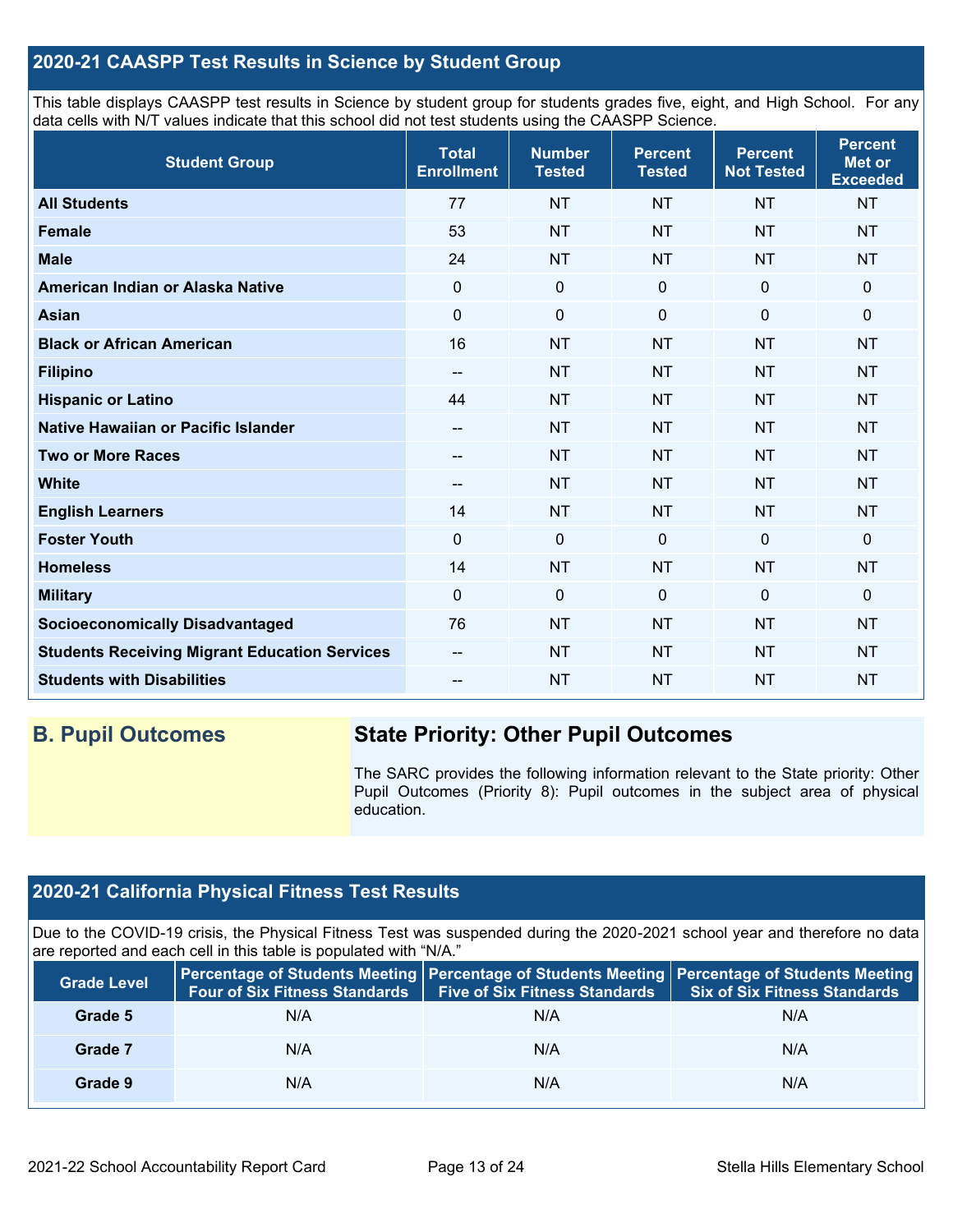## 2020-21 CAASPP Test Results in Science by Student Group

This table displays CAASPP test results in Science by student group for students grades five, eight, and High School. For any data cells with N/T values indicate that this school did not test students using the CAASPP Science.

| Student Group | Total Enrollment | Number Tested | Percent Tested | Percent Not Tested | Percent Met or Exceeded |
|---|---|---|---|---|---|
| **All Students** | 77 | NT | NT | NT | NT |
| **Female** | 53 | NT | NT | NT | NT |
| **Male** | 24 | NT | NT | NT | NT |
| **American Indian or Alaska Native** | 0 | 0 | 0 | 0 | 0 |
| **Asian** | 0 | 0 | 0 | 0 | 0 |
| **Black or African American** | 16 | NT | NT | NT | NT |
| **Filipino** | -- | NT | NT | NT | NT |
| **Hispanic or Latino** | 44 | NT | NT | NT | NT |
| **Native Hawaiian or Pacific Islander** | -- | NT | NT | NT | NT |
| **Two or More Races** | -- | NT | NT | NT | NT |
| **White** | -- | NT | NT | NT | NT |
| **English Learners** | 14 | NT | NT | NT | NT |
| **Foster Youth** | 0 | 0 | 0 | 0 | 0 |
| **Homeless** | 14 | NT | NT | NT | NT |
| **Military** | 0 | 0 | 0 | 0 | 0 |
| **Socioeconomically Disadvantaged** | 76 | NT | NT | NT | NT |
| **Students Receiving Migrant Education Services** | -- | NT | NT | NT | NT |
| **Students with Disabilities** | -- | NT | NT | NT | NT |

## B. Pupil Outcomes

### State Priority: Other Pupil Outcomes

The SARC provides the following information relevant to the State priority: Other Pupil Outcomes (Priority 8): Pupil outcomes in the subject area of physical education.

## 2020-21 California Physical Fitness Test Results

Due to the COVID-19 crisis, the Physical Fitness Test was suspended during the 2020-2021 school year and therefore no data are reported and each cell in this table is populated with "N/A."

| Grade Level | Percentage of Students Meeting Four of Six Fitness Standards | Percentage of Students Meeting Five of Six Fitness Standards | Percentage of Students Meeting Six of Six Fitness Standards |
|---|---|---|---|
| **Grade 5** | N/A | N/A | N/A |
| **Grade 7** | N/A | N/A | N/A |
| **Grade 9** | N/A | N/A | N/A |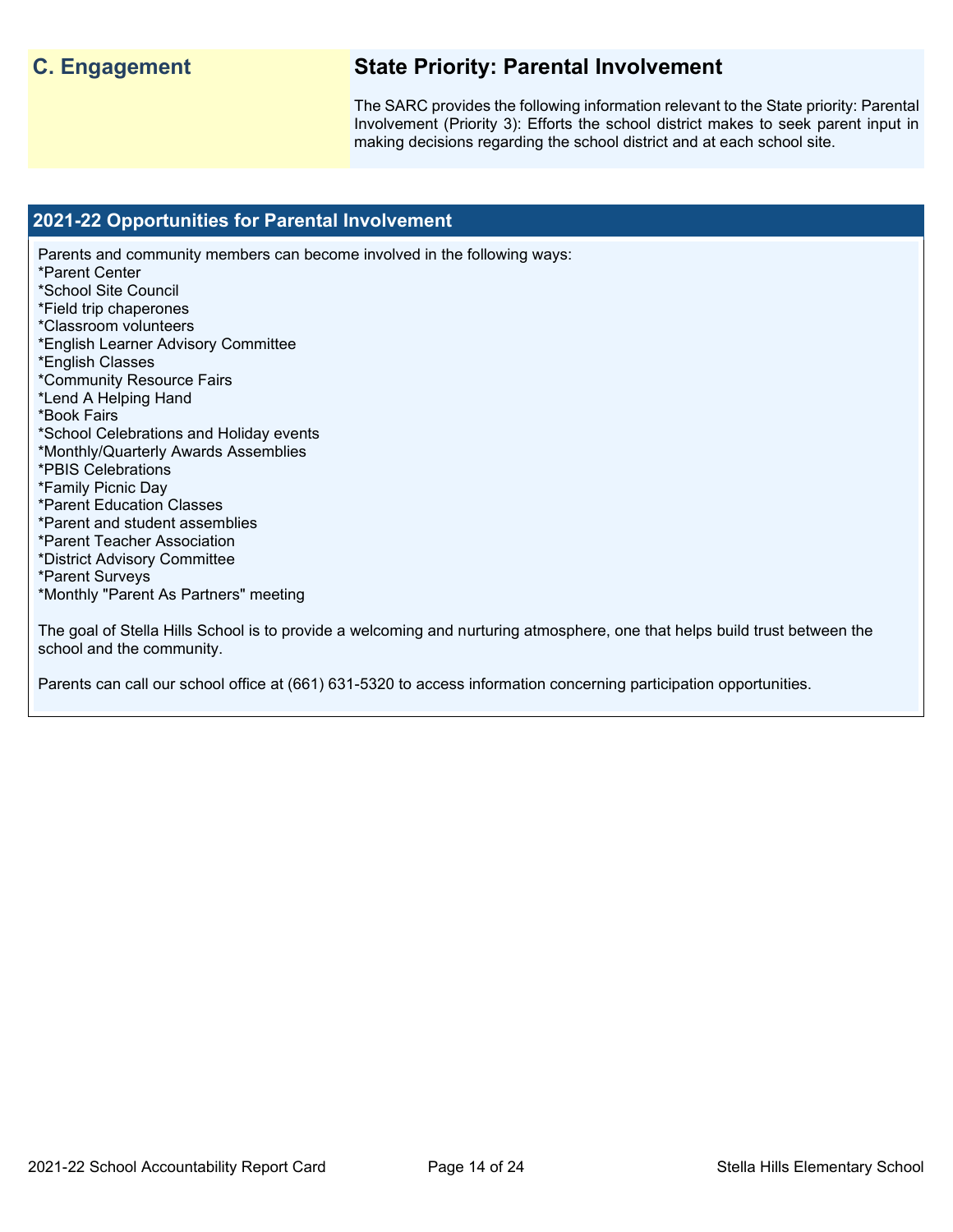## C. Engagement

## State Priority: Parental Involvement

The SARC provides the following information relevant to the State priority: Parental Involvement (Priority 3): Efforts the school district makes to seek parent input in making decisions regarding the school district and at each school site.

### 2021-22 Opportunities for Parental Involvement

Parents and community members can become involved in the following ways:
*Parent Center
*School Site Council
*Field trip chaperones
*Classroom volunteers
*English Learner Advisory Committee
*English Classes
*Community Resource Fairs
*Lend A Helping Hand
*Book Fairs
*School Celebrations and Holiday events
*Monthly/Quarterly Awards Assemblies
*PBIS Celebrations
*Family Picnic Day
*Parent Education Classes
*Parent and student assemblies
*Parent Teacher Association
*District Advisory Committee
*Parent Surveys
*Monthly "Parent As Partners" meeting

The goal of Stella Hills School is to provide a welcoming and nurturing atmosphere, one that helps build trust between the school and the community.

Parents can call our school office at (661) 631-5320 to access information concerning participation opportunities.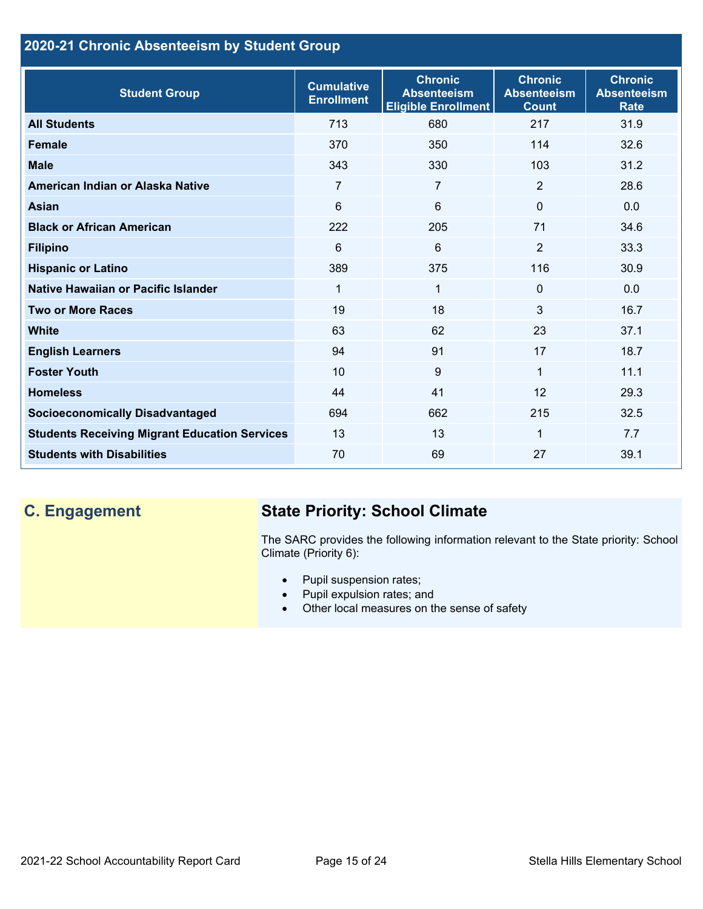## 2020-21 Chronic Absenteeism by Student Group

| Student Group | Cumulative Enrollment | Chronic Absenteeism Eligible Enrollment | Chronic Absenteeism Count | Chronic Absenteeism Rate |
|---|---|---|---|---|
| **All Students** | 713 | 680 | 217 | 31.9 |
| **Female** | 370 | 350 | 114 | 32.6 |
| **Male** | 343 | 330 | 103 | 31.2 |
| **American Indian or Alaska Native** | 7 | 7 | 2 | 28.6 |
| **Asian** | 6 | 6 | 0 | 0.0 |
| **Black or African American** | 222 | 205 | 71 | 34.6 |
| **Filipino** | 6 | 6 | 2 | 33.3 |
| **Hispanic or Latino** | 389 | 375 | 116 | 30.9 |
| **Native Hawaiian or Pacific Islander** | 1 | 1 | 0 | 0.0 |
| **Two or More Races** | 19 | 18 | 3 | 16.7 |
| **White** | 63 | 62 | 23 | 37.1 |
| **English Learners** | 94 | 91 | 17 | 18.7 |
| **Foster Youth** | 10 | 9 | 1 | 11.1 |
| **Homeless** | 44 | 41 | 12 | 29.3 |
| **Socioeconomically Disadvantaged** | 694 | 662 | 215 | 32.5 |
| **Students Receiving Migrant Education Services** | 13 | 13 | 1 | 7.7 |
| **Students with Disabilities** | 70 | 69 | 27 | 39.1 |

## C. Engagement

### State Priority: School Climate

The SARC provides the following information relevant to the State priority: School Climate (Priority 6):

- Pupil suspension rates;
- Pupil expulsion rates; and
- Other local measures on the sense of safety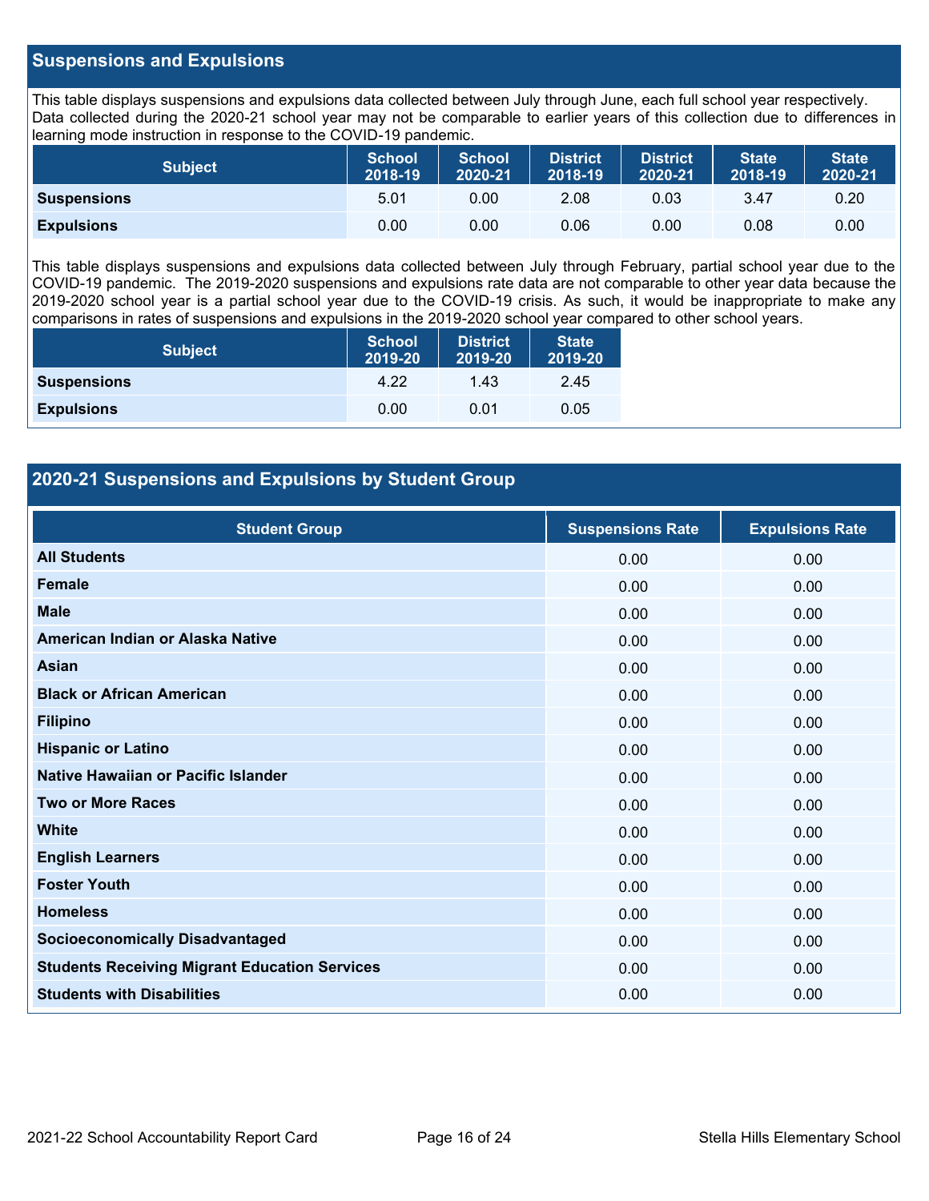## Suspensions and Expulsions

This table displays suspensions and expulsions data collected between July through June, each full school year respectively. Data collected during the 2020-21 school year may not be comparable to earlier years of this collection due to differences in learning mode instruction in response to the COVID-19 pandemic.

| Subject | School 2018-19 | School 2020-21 | District 2018-19 | District 2020-21 | State 2018-19 | State 2020-21 |
|---|---|---|---|---|---|---|
| **Suspensions** | 5.01 | 0.00 | 2.08 | 0.03 | 3.47 | 0.20 |
| **Expulsions** | 0.00 | 0.00 | 0.06 | 0.00 | 0.08 | 0.00 |

This table displays suspensions and expulsions data collected between July through February, partial school year due to the COVID-19 pandemic. The 2019-2020 suspensions and expulsions rate data are not comparable to other year data because the 2019-2020 school year is a partial school year due to the COVID-19 crisis. As such, it would be inappropriate to make any comparisons in rates of suspensions and expulsions in the 2019-2020 school year compared to other school years.

| Subject | School 2019-20 | District 2019-20 | State 2019-20 |
|---|---|---|---|
| **Suspensions** | 4.22 | 1.43 | 2.45 |
| **Expulsions** | 0.00 | 0.01 | 0.05 |

## 2020-21 Suspensions and Expulsions by Student Group

| Student Group | Suspensions Rate | Expulsions Rate |
|---|---|---|
| **All Students** | 0.00 | 0.00 |
| **Female** | 0.00 | 0.00 |
| **Male** | 0.00 | 0.00 |
| **American Indian or Alaska Native** | 0.00 | 0.00 |
| **Asian** | 0.00 | 0.00 |
| **Black or African American** | 0.00 | 0.00 |
| **Filipino** | 0.00 | 0.00 |
| **Hispanic or Latino** | 0.00 | 0.00 |
| **Native Hawaiian or Pacific Islander** | 0.00 | 0.00 |
| **Two or More Races** | 0.00 | 0.00 |
| **White** | 0.00 | 0.00 |
| **English Learners** | 0.00 | 0.00 |
| **Foster Youth** | 0.00 | 0.00 |
| **Homeless** | 0.00 | 0.00 |
| **Socioeconomically Disadvantaged** | 0.00 | 0.00 |
| **Students Receiving Migrant Education Services** | 0.00 | 0.00 |
| **Students with Disabilities** | 0.00 | 0.00 |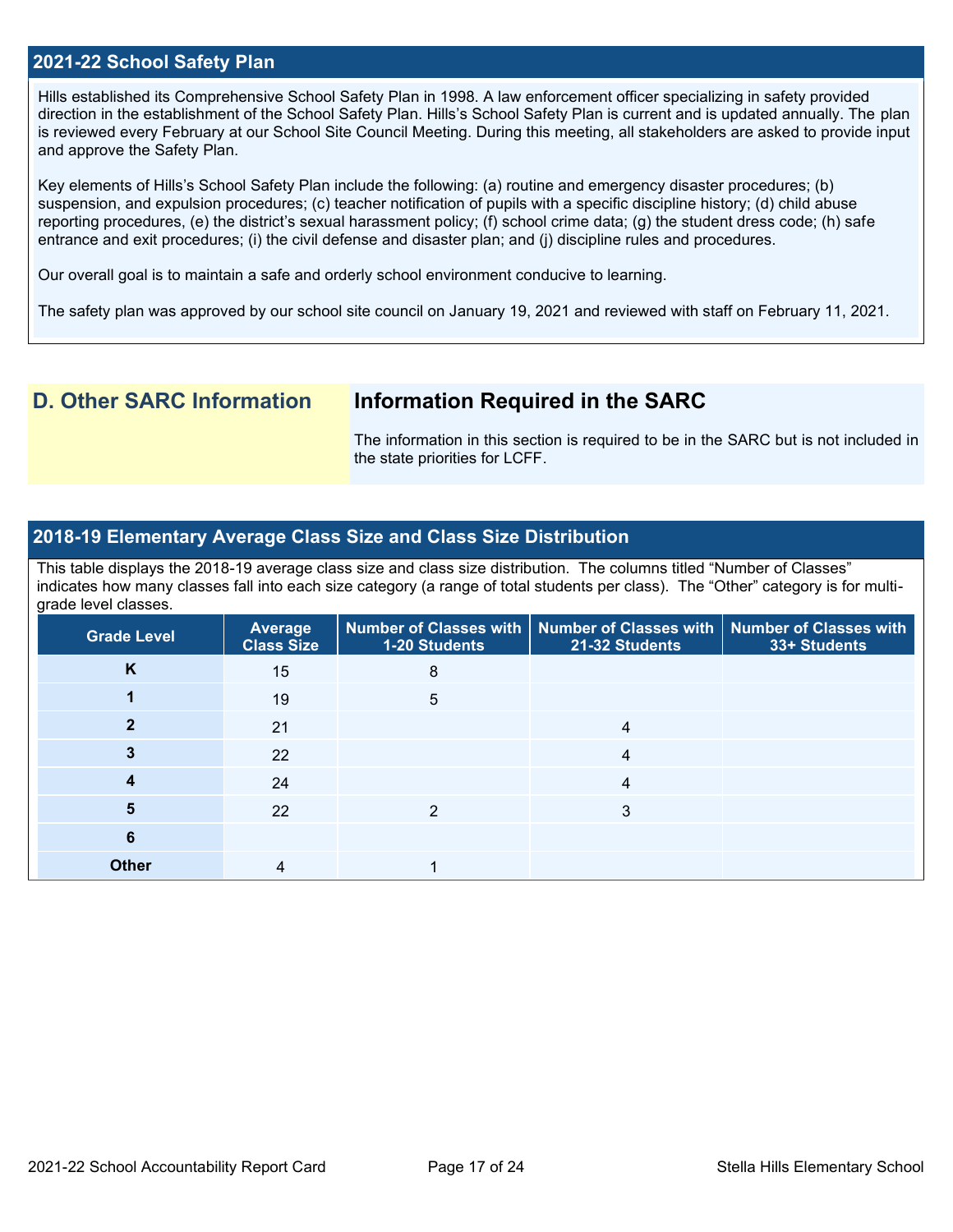## 2021-22 School Safety Plan

Hills established its Comprehensive School Safety Plan in 1998. A law enforcement officer specializing in safety provided direction in the establishment of the School Safety Plan. Hills's School Safety Plan is current and is updated annually. The plan is reviewed every February at our School Site Council Meeting. During this meeting, all stakeholders are asked to provide input and approve the Safety Plan.

Key elements of Hills's School Safety Plan include the following: (a) routine and emergency disaster procedures; (b) suspension, and expulsion procedures; (c) teacher notification of pupils with a specific discipline history; (d) child abuse reporting procedures, (e) the district's sexual harassment policy; (f) school crime data; (g) the student dress code; (h) safe entrance and exit procedures; (i) the civil defense and disaster plan; and (j) discipline rules and procedures.

Our overall goal is to maintain a safe and orderly school environment conducive to learning.

The safety plan was approved by our school site council on January 19, 2021 and reviewed with staff on February 11, 2021.

## D. Other SARC Information

### Information Required in the SARC

The information in this section is required to be in the SARC but is not included in the state priorities for LCFF.

## 2018-19 Elementary Average Class Size and Class Size Distribution

This table displays the 2018-19 average class size and class size distribution. The columns titled "Number of Classes" indicates how many classes fall into each size category (a range of total students per class). The "Other" category is for multi-grade level classes.

| Grade Level | Average Class Size | Number of Classes with 1-20 Students | Number of Classes with 21-32 Students | Number of Classes with 33+ Students |
|---|---|---|---|---|
| K | 15 | 8 | | |
| 1 | 19 | 5 | | |
| 2 | 21 | | 4 | |
| 3 | 22 | | 4 | |
| 4 | 24 | | 4 | |
| 5 | 22 | 2 | 3 | |
| 6 | | | | |
| Other | 4 | 1 | | |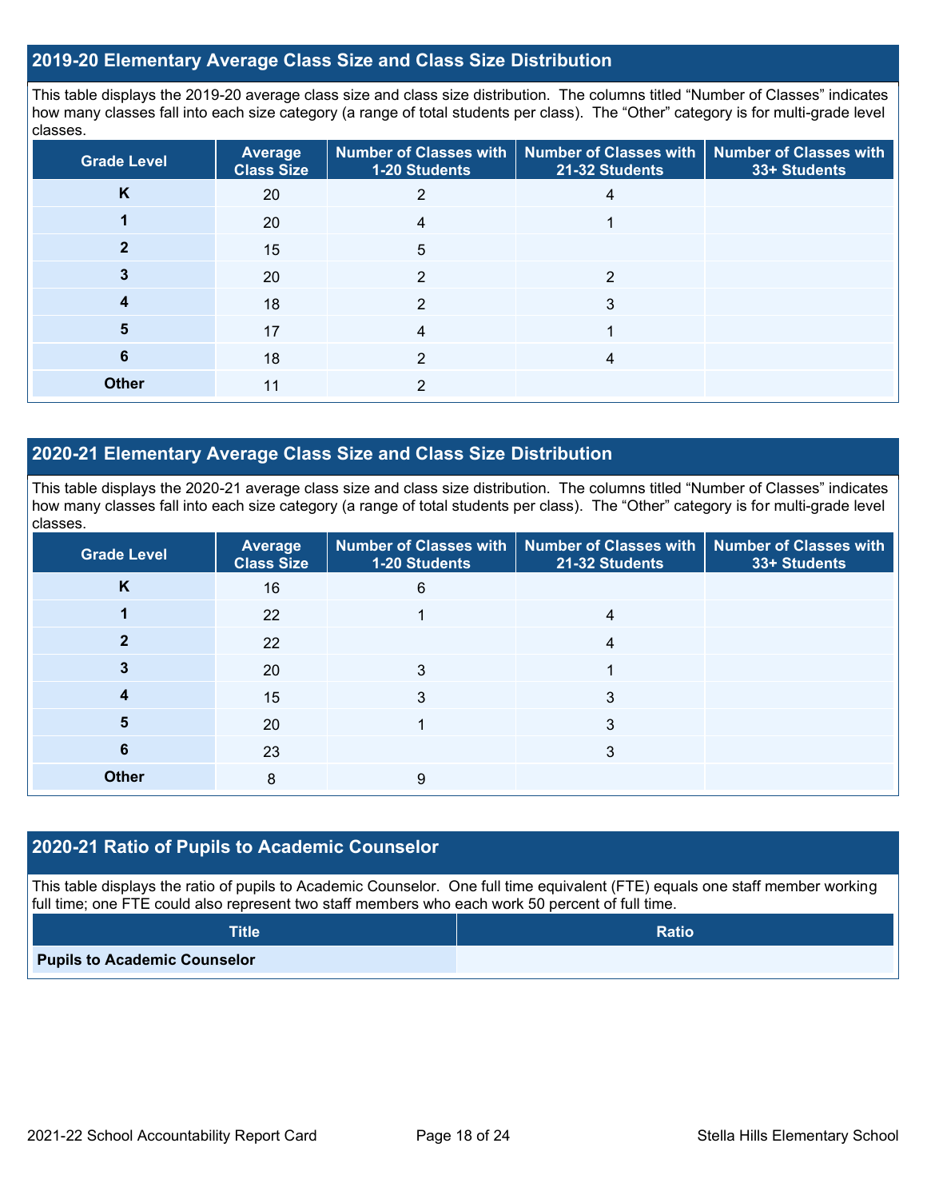## 2019-20 Elementary Average Class Size and Class Size Distribution

This table displays the 2019-20 average class size and class size distribution. The columns titled "Number of Classes" indicates how many classes fall into each size category (a range of total students per class). The "Other" category is for multi-grade level classes.

| Grade Level | Average Class Size | Number of Classes with 1-20 Students | Number of Classes with 21-32 Students | Number of Classes with 33+ Students |
|---|---|---|---|---|
| K | 20 | 2 | 4 | |
| 1 | 20 | 4 | 1 | |
| 2 | 15 | 5 | | |
| 3 | 20 | 2 | 2 | |
| 4 | 18 | 2 | 3 | |
| 5 | 17 | 4 | 1 | |
| 6 | 18 | 2 | 4 | |
| Other | 11 | 2 | | |

## 2020-21 Elementary Average Class Size and Class Size Distribution

This table displays the 2020-21 average class size and class size distribution. The columns titled "Number of Classes" indicates how many classes fall into each size category (a range of total students per class). The "Other" category is for multi-grade level classes.

| Grade Level | Average Class Size | Number of Classes with 1-20 Students | Number of Classes with 21-32 Students | Number of Classes with 33+ Students |
|---|---|---|---|---|
| K | 16 | 6 | | |
| 1 | 22 | 1 | 4 | |
| 2 | 22 | | 4 | |
| 3 | 20 | 3 | 1 | |
| 4 | 15 | 3 | 3 | |
| 5 | 20 | 1 | 3 | |
| 6 | 23 | | 3 | |
| Other | 8 | 9 | | |

## 2020-21 Ratio of Pupils to Academic Counselor

This table displays the ratio of pupils to Academic Counselor. One full time equivalent (FTE) equals one staff member working full time; one FTE could also represent two staff members who each work 50 percent of full time.

| Title | Ratio |
|---|---|
| Pupils to Academic Counselor | |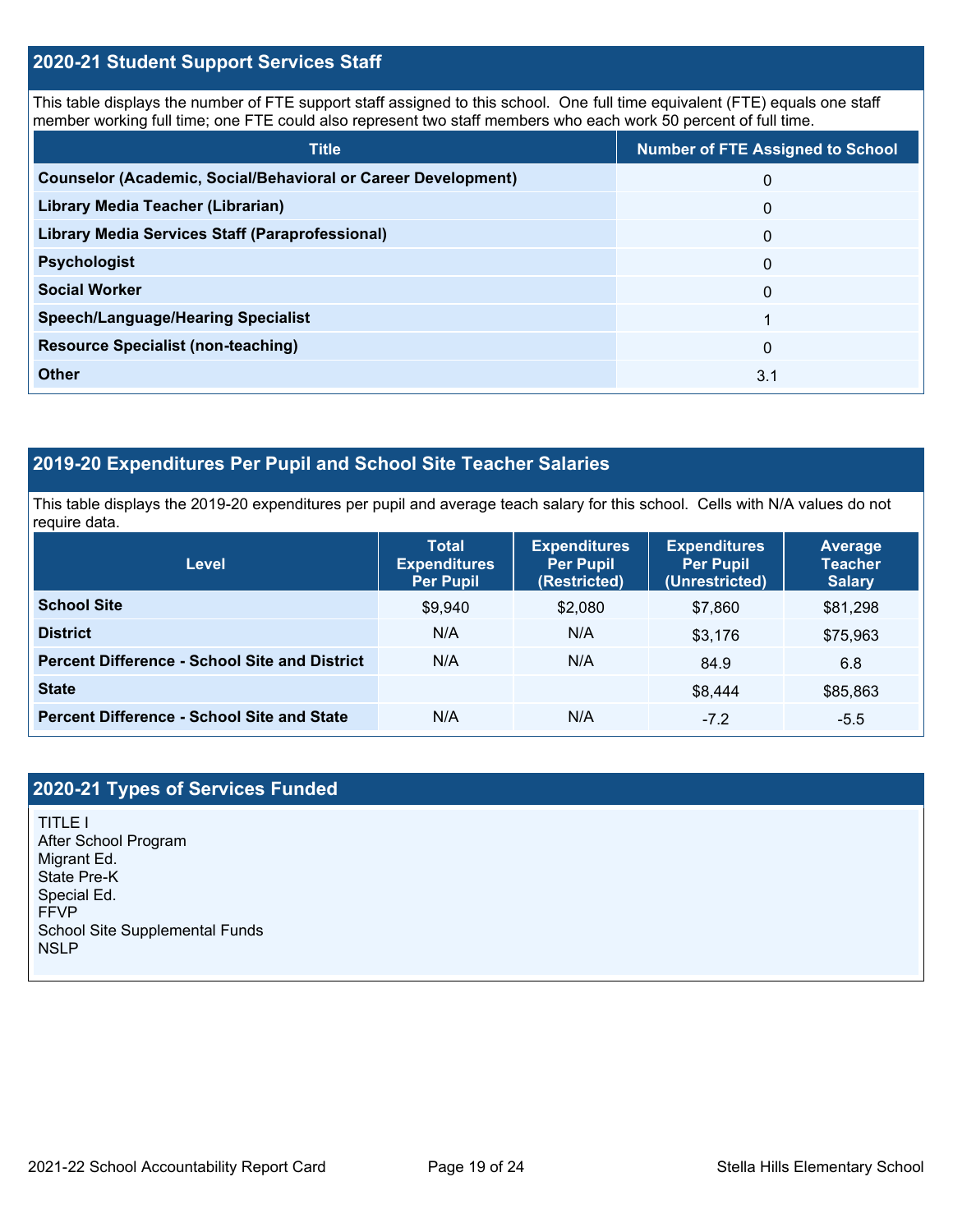## 2020-21 Student Support Services Staff

This table displays the number of FTE support staff assigned to this school. One full time equivalent (FTE) equals one staff member working full time; one FTE could also represent two staff members who each work 50 percent of full time.

| Title | Number of FTE Assigned to School |
|---|---|
| **Counselor (Academic, Social/Behavioral or Career Development)** | 0 |
| **Library Media Teacher (Librarian)** | 0 |
| **Library Media Services Staff (Paraprofessional)** | 0 |
| **Psychologist** | 0 |
| **Social Worker** | 0 |
| **Speech/Language/Hearing Specialist** | 1 |
| **Resource Specialist (non-teaching)** | 0 |
| **Other** | 3.1 |

## 2019-20 Expenditures Per Pupil and School Site Teacher Salaries

This table displays the 2019-20 expenditures per pupil and average teach salary for this school. Cells with N/A values do not require data.

| Level | Total Expenditures Per Pupil | Expenditures Per Pupil (Restricted) | Expenditures Per Pupil (Unrestricted) | Average Teacher Salary |
|---|---|---|---|---|
| **School Site** | $9,940 | $2,080 | $7,860 | $81,298 |
| **District** | N/A | N/A | $3,176 | $75,963 |
| **Percent Difference - School Site and District** | N/A | N/A | 84.9 | 6.8 |
| **State** | | | $8,444 | $85,863 |
| **Percent Difference - School Site and State** | N/A | N/A | -7.2 | -5.5 |

## 2020-21 Types of Services Funded

TITLE I
After School Program
Migrant Ed.
State Pre-K
Special Ed.
FFVP
School Site Supplemental Funds
NSLP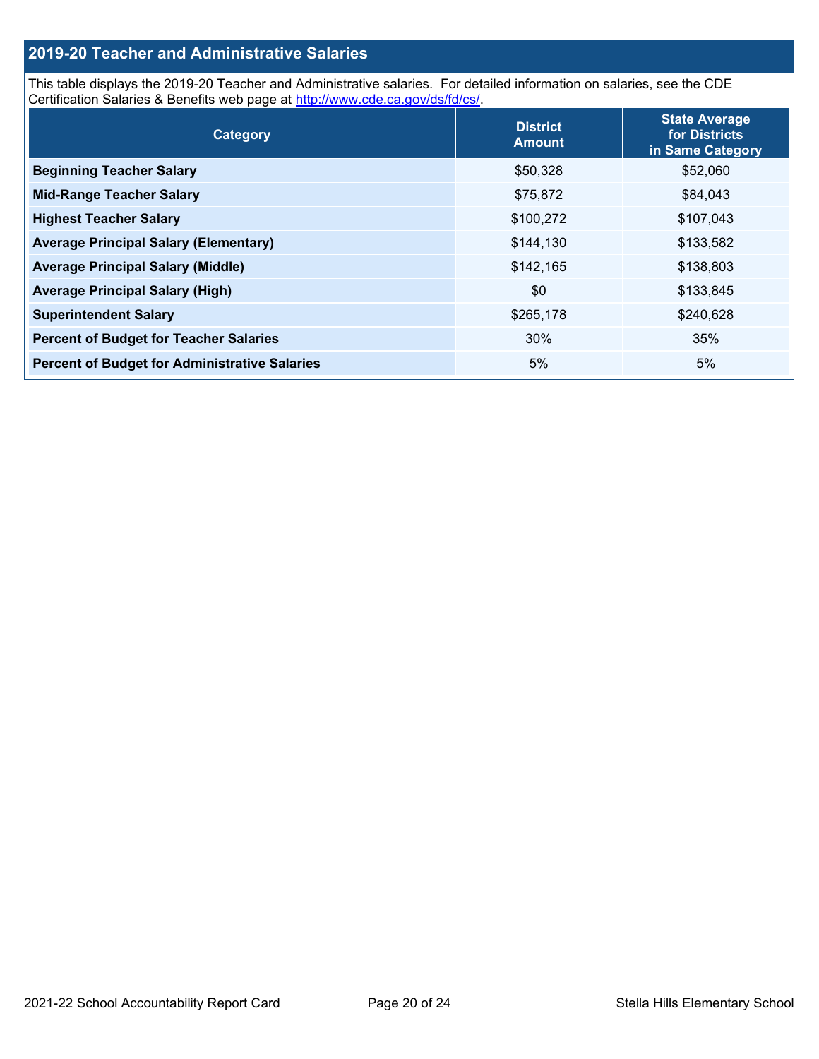## 2019-20 Teacher and Administrative Salaries

This table displays the 2019-20 Teacher and Administrative salaries. For detailed information on salaries, see the CDE Certification Salaries & Benefits web page at http://www.cde.ca.gov/ds/fd/cs/.

| Category | District Amount | State Average for Districts in Same Category |
|---|---|---|
| **Beginning Teacher Salary** | $50,328 | $52,060 |
| **Mid-Range Teacher Salary** | $75,872 | $84,043 |
| **Highest Teacher Salary** | $100,272 | $107,043 |
| **Average Principal Salary (Elementary)** | $144,130 | $133,582 |
| **Average Principal Salary (Middle)** | $142,165 | $138,803 |
| **Average Principal Salary (High)** | $0 | $133,845 |
| **Superintendent Salary** | $265,178 | $240,628 |
| **Percent of Budget for Teacher Salaries** | 30% | 35% |
| **Percent of Budget for Administrative Salaries** | 5% | 5% |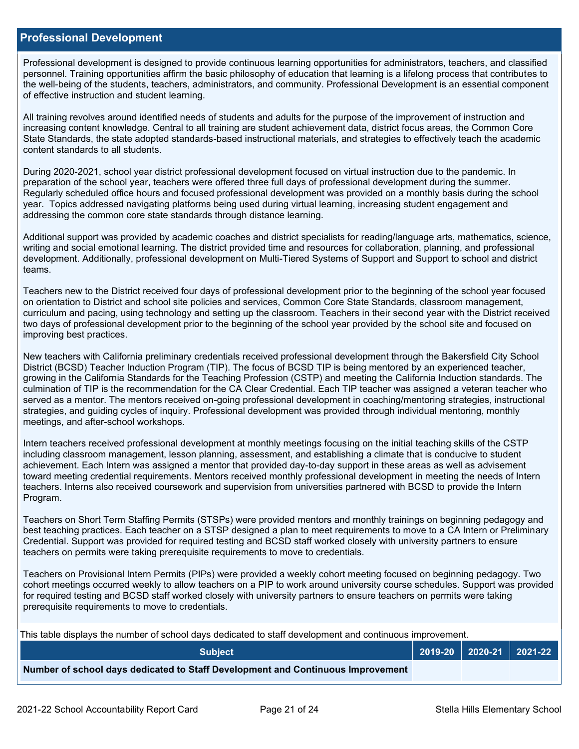## Professional Development

Professional development is designed to provide continuous learning opportunities for administrators, teachers, and classified personnel. Training opportunities affirm the basic philosophy of education that learning is a lifelong process that contributes to the well-being of the students, teachers, administrators, and community. Professional Development is an essential component of effective instruction and student learning.

All training revolves around identified needs of students and adults for the purpose of the improvement of instruction and increasing content knowledge. Central to all training are student achievement data, district focus areas, the Common Core State Standards, the state adopted standards-based instructional materials, and strategies to effectively teach the academic content standards to all students.

During 2020-2021, school year district professional development focused on virtual instruction due to the pandemic. In preparation of the school year, teachers were offered three full days of professional development during the summer. Regularly scheduled office hours and focused professional development was provided on a monthly basis during the school year. Topics addressed navigating platforms being used during virtual learning, increasing student engagement and addressing the common core state standards through distance learning.

Additional support was provided by academic coaches and district specialists for reading/language arts, mathematics, science, writing and social emotional learning. The district provided time and resources for collaboration, planning, and professional development. Additionally, professional development on Multi-Tiered Systems of Support and Support to school and district teams.

Teachers new to the District received four days of professional development prior to the beginning of the school year focused on orientation to District and school site policies and services, Common Core State Standards, classroom management, curriculum and pacing, using technology and setting up the classroom. Teachers in their second year with the District received two days of professional development prior to the beginning of the school year provided by the school site and focused on improving best practices.

New teachers with California preliminary credentials received professional development through the Bakersfield City School District (BCSD) Teacher Induction Program (TIP). The focus of BCSD TIP is being mentored by an experienced teacher, growing in the California Standards for the Teaching Profession (CSTP) and meeting the California Induction standards. The culmination of TIP is the recommendation for the CA Clear Credential. Each TIP teacher was assigned a veteran teacher who served as a mentor. The mentors received on-going professional development in coaching/mentoring strategies, instructional strategies, and guiding cycles of inquiry. Professional development was provided through individual mentoring, monthly meetings, and after-school workshops.

Intern teachers received professional development at monthly meetings focusing on the initial teaching skills of the CSTP including classroom management, lesson planning, assessment, and establishing a climate that is conducive to student achievement. Each Intern was assigned a mentor that provided day-to-day support in these areas as well as advisement toward meeting credential requirements. Mentors received monthly professional development in meeting the needs of Intern teachers. Interns also received coursework and supervision from universities partnered with BCSD to provide the Intern Program.

Teachers on Short Term Staffing Permits (STSPs) were provided mentors and monthly trainings on beginning pedagogy and best teaching practices. Each teacher on a STSP designed a plan to meet requirements to move to a CA Intern or Preliminary Credential. Support was provided for required testing and BCSD staff worked closely with university partners to ensure teachers on permits were taking prerequisite requirements to move to credentials.

Teachers on Provisional Intern Permits (PIPs) were provided a weekly cohort meeting focused on beginning pedagogy. Two cohort meetings occurred weekly to allow teachers on a PIP to work around university course schedules. Support was provided for required testing and BCSD staff worked closely with university partners to ensure teachers on permits were taking prerequisite requirements to move to credentials.

This table displays the number of school days dedicated to staff development and continuous improvement.

| Subject | 2019-20 | 2020-21 | 2021-22 |
|---|---|---|---|
| **Number of school days dedicated to Staff Development and Continuous Improvement** | | | |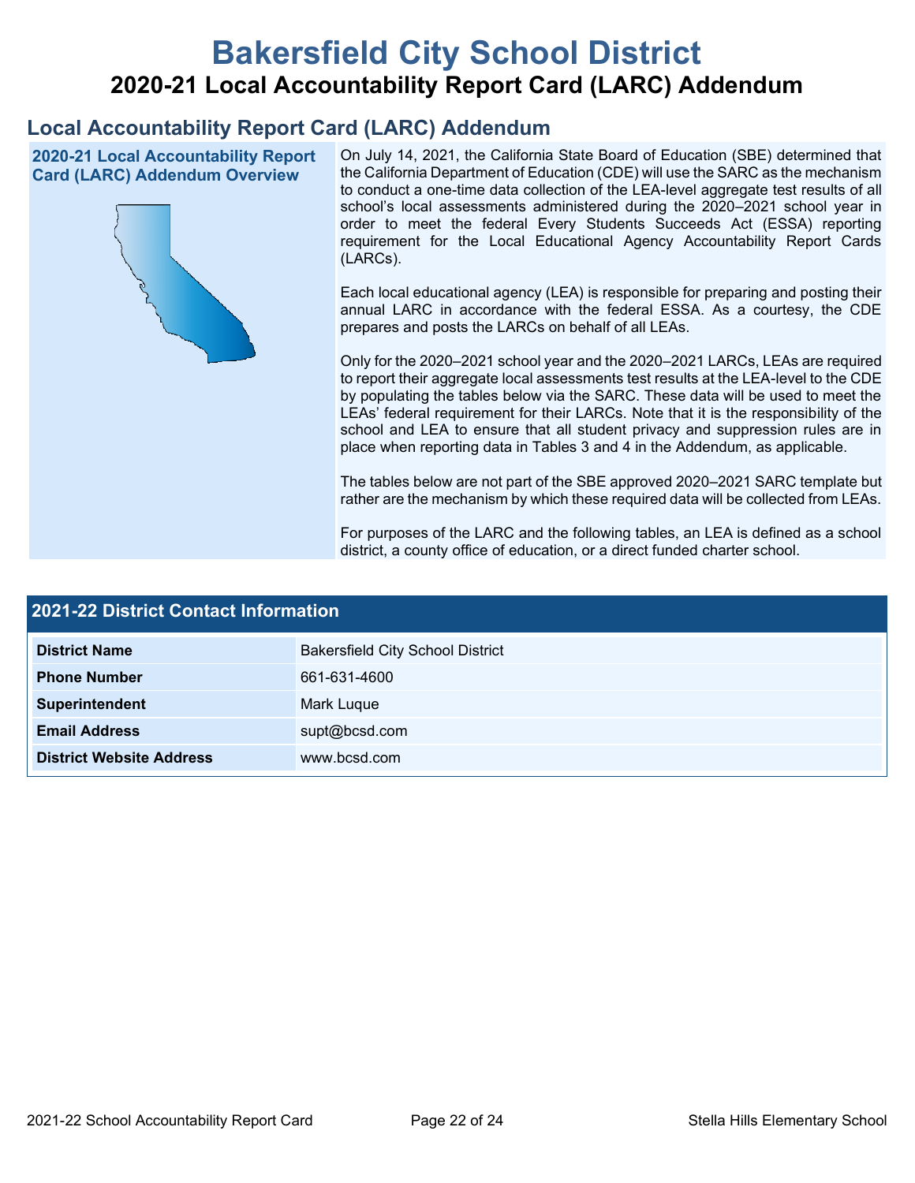# Bakersfield City School District

## 2020-21 Local Accountability Report Card (LARC) Addendum

## Local Accountability Report Card (LARC) Addendum

### 2020-21 Local Accountability Report Card (LARC) Addendum Overview

On July 14, 2021, the California State Board of Education (SBE) determined that the California Department of Education (CDE) will use the SARC as the mechanism to conduct a one-time data collection of the LEA-level aggregate test results of all school's local assessments administered during the 2020–2021 school year in order to meet the federal Every Students Succeeds Act (ESSA) reporting requirement for the Local Educational Agency Accountability Report Cards (LARCs).

Each local educational agency (LEA) is responsible for preparing and posting their annual LARC in accordance with the federal ESSA. As a courtesy, the CDE prepares and posts the LARCs on behalf of all LEAs.

Only for the 2020–2021 school year and the 2020–2021 LARCs, LEAs are required to report their aggregate local assessments test results at the LEA-level to the CDE by populating the tables below via the SARC. These data will be used to meet the LEAs' federal requirement for their LARCs. Note that it is the responsibility of the school and LEA to ensure that all student privacy and suppression rules are in place when reporting data in Tables 3 and 4 in the Addendum, as applicable.

The tables below are not part of the SBE approved 2020–2021 SARC template but rather are the mechanism by which these required data will be collected from LEAs.

For purposes of the LARC and the following tables, an LEA is defined as a school district, a county office of education, or a direct funded charter school.

### 2021-22 District Contact Information

| 2021-22 District Contact Information | |
|---|---|
| **District Name** | Bakersfield City School District |
| **Phone Number** | 661-631-4600 |
| **Superintendent** | Mark Luque |
| **Email Address** | supt@bcsd.com |
| **District Website Address** | www.bcsd.com |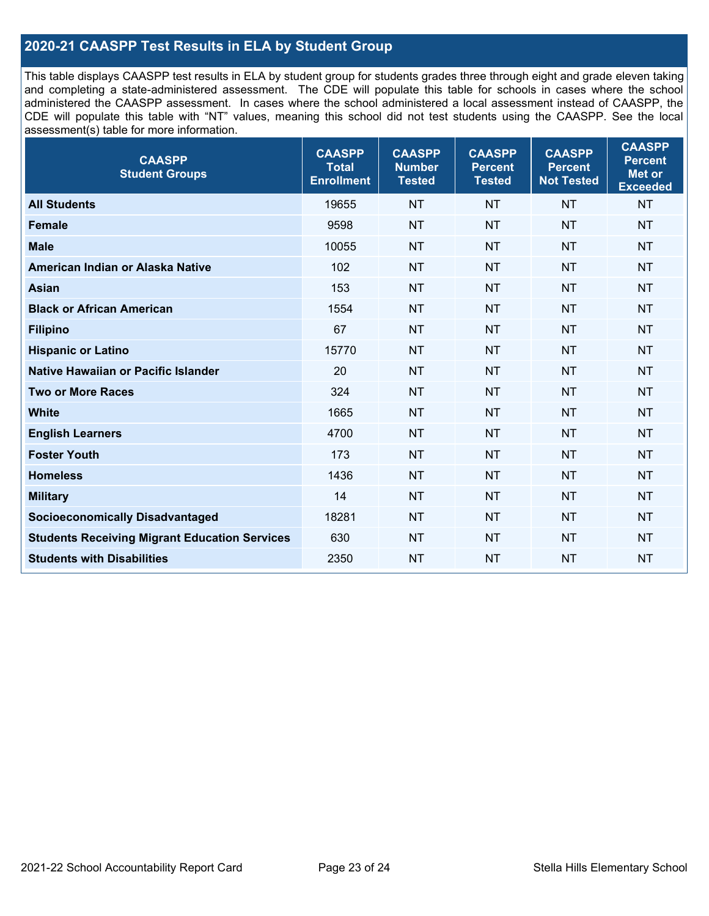## 2020-21 CAASPP Test Results in ELA by Student Group

This table displays CAASPP test results in ELA by student group for students grades three through eight and grade eleven taking and completing a state-administered assessment. The CDE will populate this table for schools in cases where the school administered the CAASPP assessment. In cases where the school administered a local assessment instead of CAASPP, the CDE will populate this table with "NT" values, meaning this school did not test students using the CAASPP. See the local assessment(s) table for more information.

| CAASPP Student Groups | CAASPP Total Enrollment | CAASPP Number Tested | CAASPP Percent Tested | CAASPP Percent Not Tested | CAASPP Percent Met or Exceeded |
|---|---|---|---|---|---|
| **All Students** | 19655 | NT | NT | NT | NT |
| **Female** | 9598 | NT | NT | NT | NT |
| **Male** | 10055 | NT | NT | NT | NT |
| **American Indian or Alaska Native** | 102 | NT | NT | NT | NT |
| **Asian** | 153 | NT | NT | NT | NT |
| **Black or African American** | 1554 | NT | NT | NT | NT |
| **Filipino** | 67 | NT | NT | NT | NT |
| **Hispanic or Latino** | 15770 | NT | NT | NT | NT |
| **Native Hawaiian or Pacific Islander** | 20 | NT | NT | NT | NT |
| **Two or More Races** | 324 | NT | NT | NT | NT |
| **White** | 1665 | NT | NT | NT | NT |
| **English Learners** | 4700 | NT | NT | NT | NT |
| **Foster Youth** | 173 | NT | NT | NT | NT |
| **Homeless** | 1436 | NT | NT | NT | NT |
| **Military** | 14 | NT | NT | NT | NT |
| **Socioeconomically Disadvantaged** | 18281 | NT | NT | NT | NT |
| **Students Receiving Migrant Education Services** | 630 | NT | NT | NT | NT |
| **Students with Disabilities** | 2350 | NT | NT | NT | NT |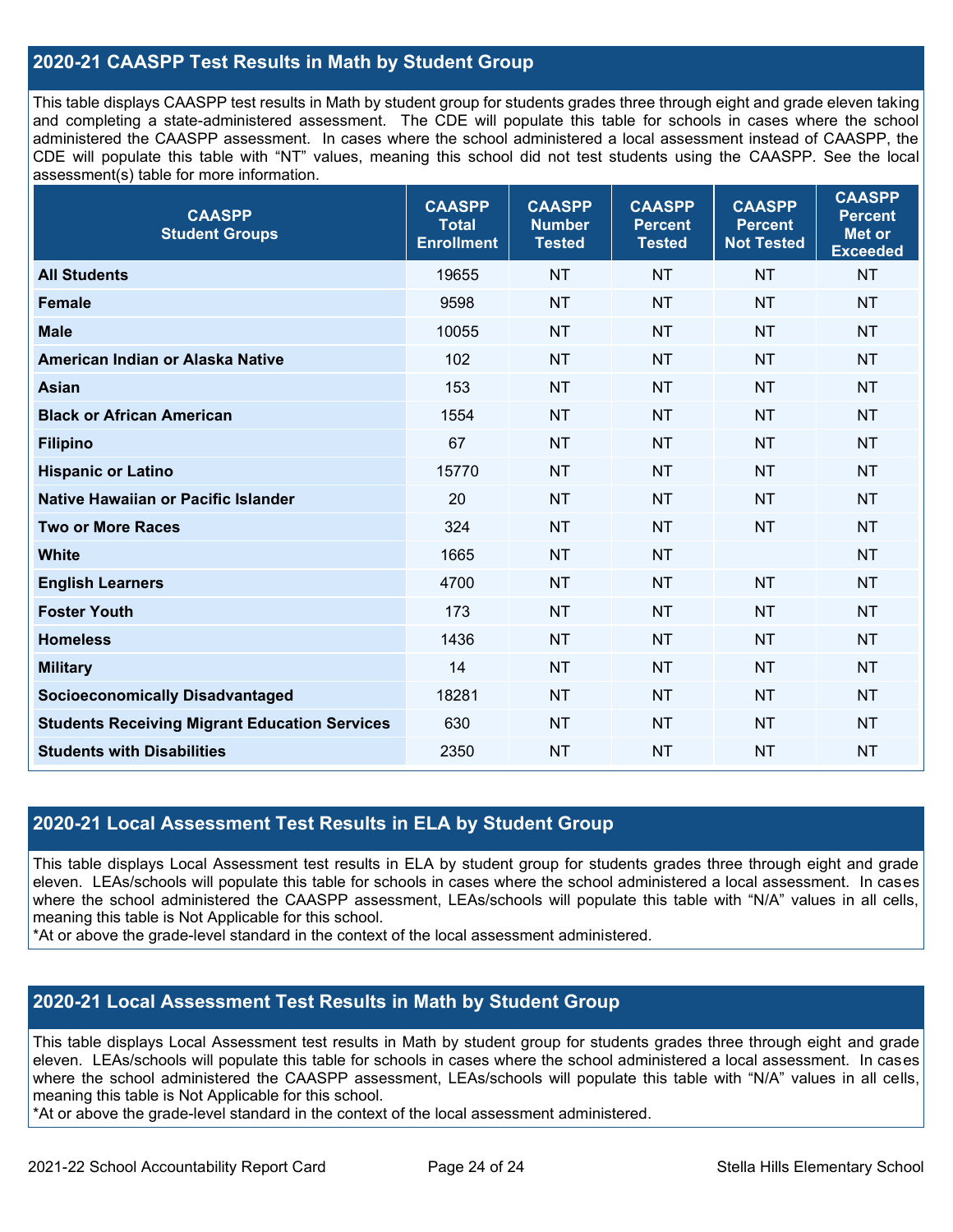## 2020-21 CAASPP Test Results in Math by Student Group

This table displays CAASPP test results in Math by student group for students grades three through eight and grade eleven taking and completing a state-administered assessment. The CDE will populate this table for schools in cases where the school administered the CAASPP assessment. In cases where the school administered a local assessment instead of CAASPP, the CDE will populate this table with "NT" values, meaning this school did not test students using the CAASPP. See the local assessment(s) table for more information.

| CAASPP Student Groups | CAASPP Total Enrollment | CAASPP Number Tested | CAASPP Percent Tested | CAASPP Percent Not Tested | CAASPP Percent Met or Exceeded |
|---|---|---|---|---|---|
| **All Students** | 19655 | NT | NT | NT | NT |
| **Female** | 9598 | NT | NT | NT | NT |
| **Male** | 10055 | NT | NT | NT | NT |
| **American Indian or Alaska Native** | 102 | NT | NT | NT | NT |
| **Asian** | 153 | NT | NT | NT | NT |
| **Black or African American** | 1554 | NT | NT | NT | NT |
| **Filipino** | 67 | NT | NT | NT | NT |
| **Hispanic or Latino** | 15770 | NT | NT | NT | NT |
| **Native Hawaiian or Pacific Islander** | 20 | NT | NT | NT | NT |
| **Two or More Races** | 324 | NT | NT | NT | NT |
| **White** | 1665 | NT | NT | | NT |
| **English Learners** | 4700 | NT | NT | NT | NT |
| **Foster Youth** | 173 | NT | NT | NT | NT |
| **Homeless** | 1436 | NT | NT | NT | NT |
| **Military** | 14 | NT | NT | NT | NT |
| **Socioeconomically Disadvantaged** | 18281 | NT | NT | NT | NT |
| **Students Receiving Migrant Education Services** | 630 | NT | NT | NT | NT |
| **Students with Disabilities** | 2350 | NT | NT | NT | NT |

## 2020-21 Local Assessment Test Results in ELA by Student Group

This table displays Local Assessment test results in ELA by student group for students grades three through eight and grade eleven. LEAs/schools will populate this table for schools in cases where the school administered a local assessment. In cases where the school administered the CAASPP assessment, LEAs/schools will populate this table with "N/A" values in all cells, meaning this table is Not Applicable for this school.

*At or above the grade-level standard in the context of the local assessment administered.

## 2020-21 Local Assessment Test Results in Math by Student Group

This table displays Local Assessment test results in Math by student group for students grades three through eight and grade eleven. LEAs/schools will populate this table for schools in cases where the school administered a local assessment. In cases where the school administered the CAASPP assessment, LEAs/schools will populate this table with "N/A" values in all cells, meaning this table is Not Applicable for this school.

*At or above the grade-level standard in the context of the local assessment administered.